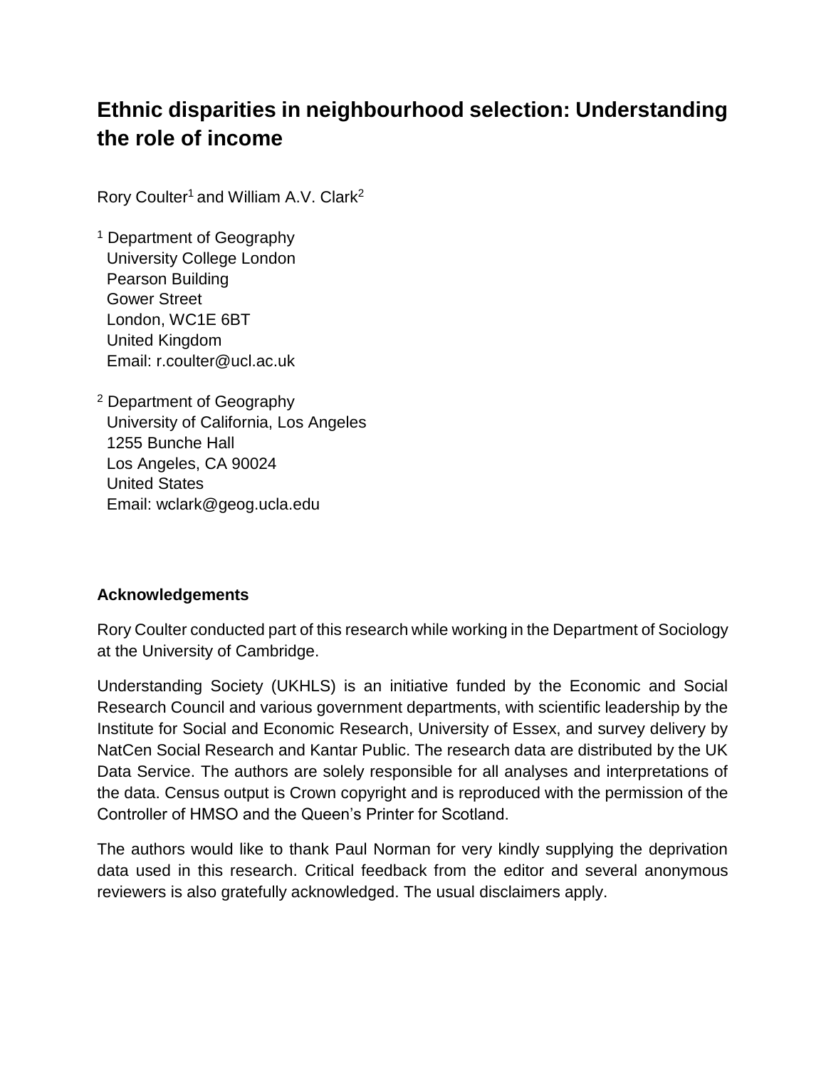# Ethnic disparities in neighbourhood selection: Understanding the role of income

Rory Coulter[1] and William A.V. Clark[2]

[1] Department of Geography
University College London
Pearson Building
Gower Street
London, WC1E 6BT
United Kingdom
Email: r.coulter@ucl.ac.uk

[2] Department of Geography
University of California, Los Angeles
1255 Bunche Hall
Los Angeles, CA 90024
United States
Email: wclark@geog.ucla.edu

**Acknowledgements**

Rory Coulter conducted part of this research while working in the Department of Sociology at the University of Cambridge.

Understanding Society (UKHLS) is an initiative funded by the Economic and Social Research Council and various government departments, with scientific leadership by the Institute for Social and Economic Research, University of Essex, and survey delivery by NatCen Social Research and Kantar Public. The research data are distributed by the UK Data Service. The authors are solely responsible for all analyses and interpretations of the data. Census output is Crown copyright and is reproduced with the permission of the Controller of HMSO and the Queen's Printer for Scotland.

The authors would like to thank Paul Norman for very kindly supplying the deprivation data used in this research. Critical feedback from the editor and several anonymous reviewers is also gratefully acknowledged. The usual disclaimers apply.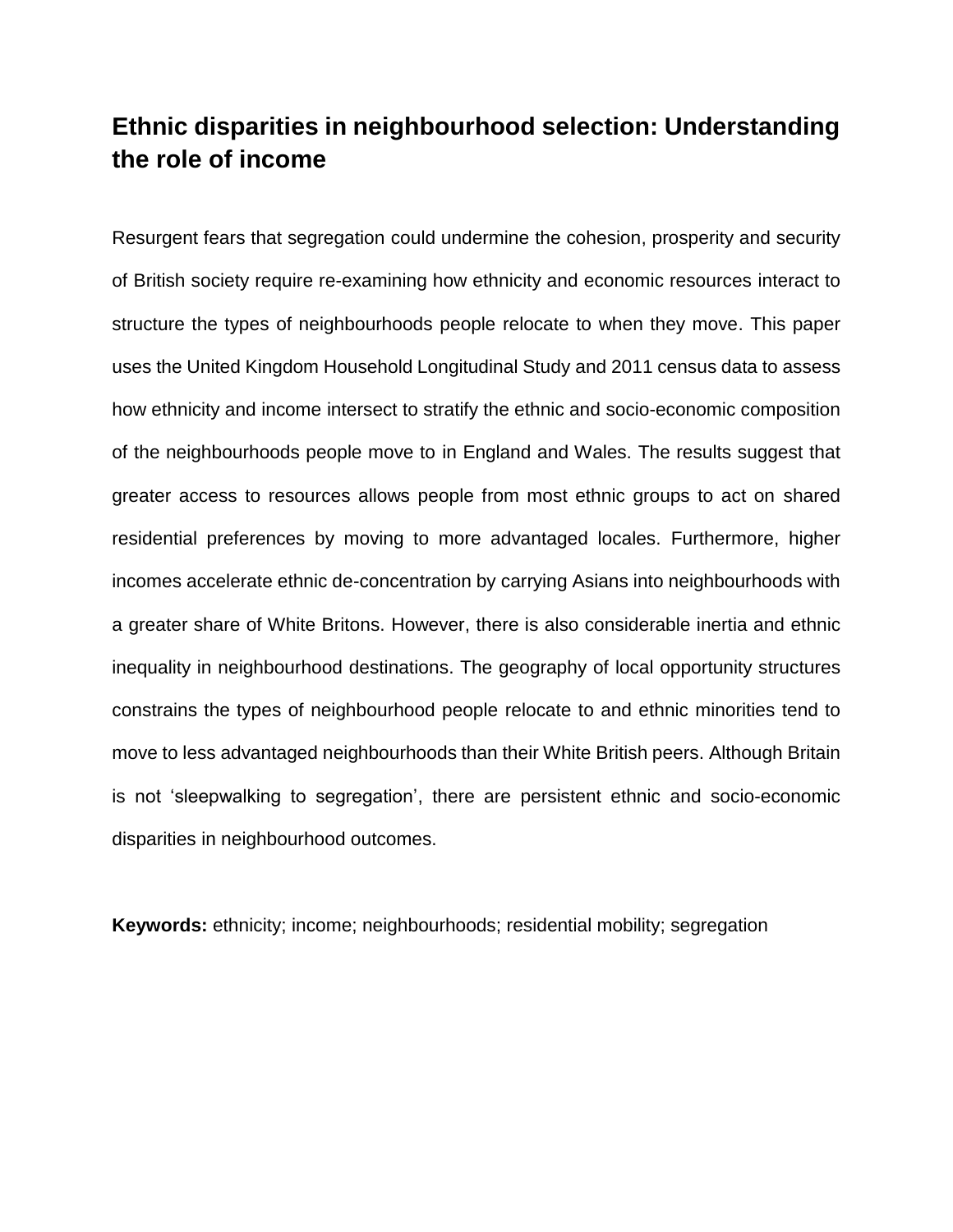# Ethnic disparities in neighbourhood selection: Understanding the role of income

Resurgent fears that segregation could undermine the cohesion, prosperity and security of British society require re-examining how ethnicity and economic resources interact to structure the types of neighbourhoods people relocate to when they move. This paper uses the United Kingdom Household Longitudinal Study and 2011 census data to assess how ethnicity and income intersect to stratify the ethnic and socio-economic composition of the neighbourhoods people move to in England and Wales. The results suggest that greater access to resources allows people from most ethnic groups to act on shared residential preferences by moving to more advantaged locales. Furthermore, higher incomes accelerate ethnic de-concentration by carrying Asians into neighbourhoods with a greater share of White Britons. However, there is also considerable inertia and ethnic inequality in neighbourhood destinations. The geography of local opportunity structures constrains the types of neighbourhood people relocate to and ethnic minorities tend to move to less advantaged neighbourhoods than their White British peers. Although Britain is not 'sleepwalking to segregation', there are persistent ethnic and socio-economic disparities in neighbourhood outcomes.

**Keywords:** ethnicity; income; neighbourhoods; residential mobility; segregation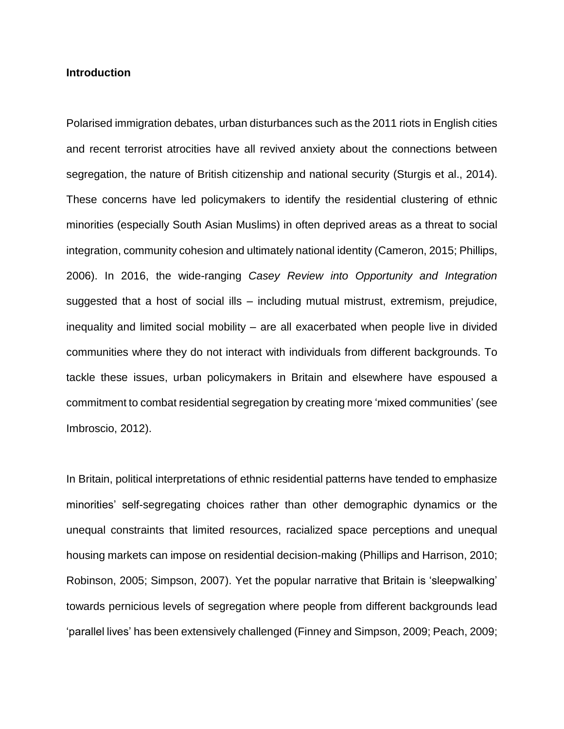## Introduction

Polarised immigration debates, urban disturbances such as the 2011 riots in English cities and recent terrorist atrocities have all revived anxiety about the connections between segregation, the nature of British citizenship and national security (Sturgis et al., 2014). These concerns have led policymakers to identify the residential clustering of ethnic minorities (especially South Asian Muslims) in often deprived areas as a threat to social integration, community cohesion and ultimately national identity (Cameron, 2015; Phillips, 2006). In 2016, the wide-ranging *Casey Review into Opportunity and Integration* suggested that a host of social ills – including mutual mistrust, extremism, prejudice, inequality and limited social mobility – are all exacerbated when people live in divided communities where they do not interact with individuals from different backgrounds. To tackle these issues, urban policymakers in Britain and elsewhere have espoused a commitment to combat residential segregation by creating more 'mixed communities' (see Imbroscio, 2012).

In Britain, political interpretations of ethnic residential patterns have tended to emphasize minorities' self-segregating choices rather than other demographic dynamics or the unequal constraints that limited resources, racialized space perceptions and unequal housing markets can impose on residential decision-making (Phillips and Harrison, 2010; Robinson, 2005; Simpson, 2007). Yet the popular narrative that Britain is 'sleepwalking' towards pernicious levels of segregation where people from different backgrounds lead 'parallel lives' has been extensively challenged (Finney and Simpson, 2009; Peach, 2009;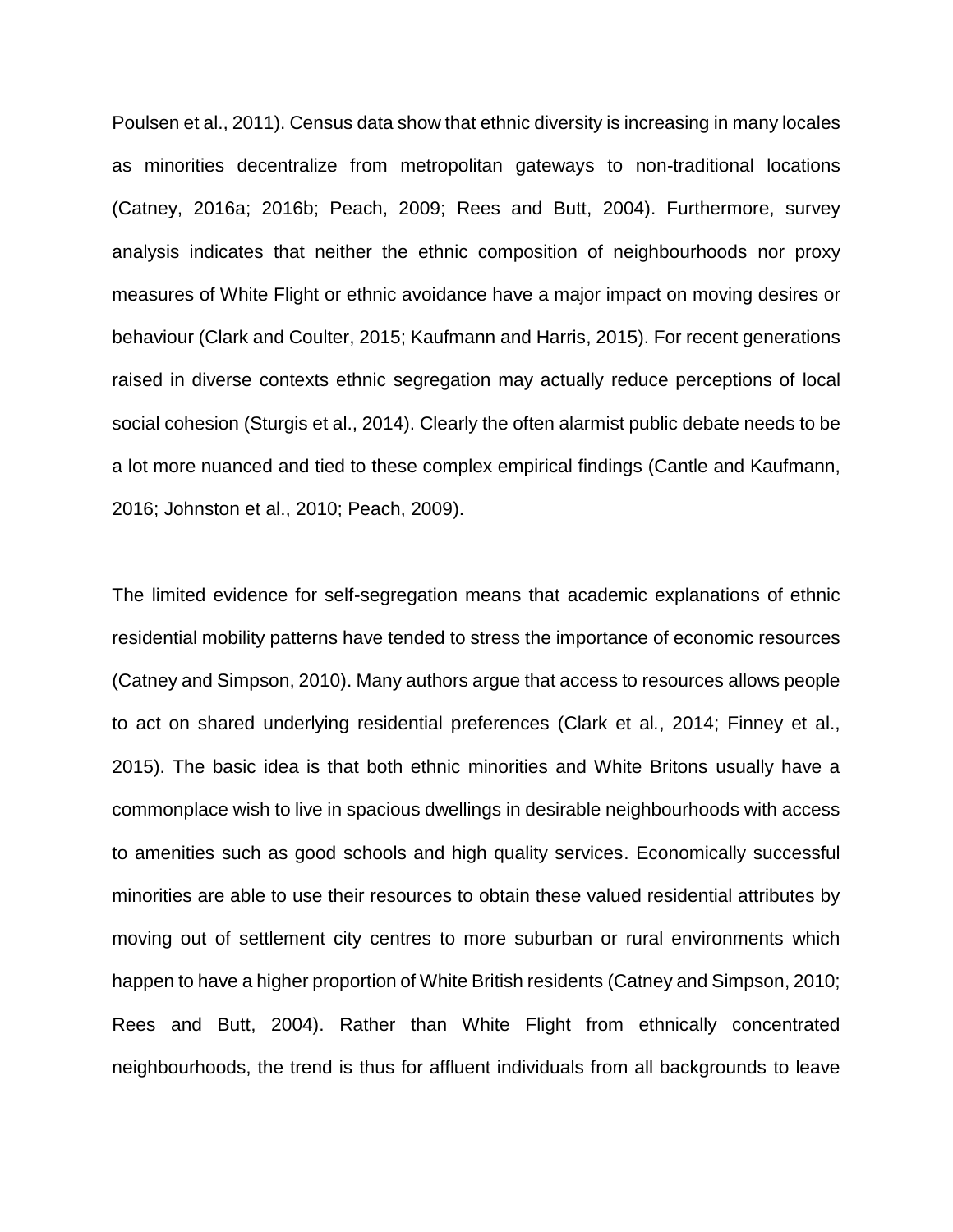Poulsen et al., 2011). Census data show that ethnic diversity is increasing in many locales as minorities decentralize from metropolitan gateways to non-traditional locations (Catney, 2016a; 2016b; Peach, 2009; Rees and Butt, 2004). Furthermore, survey analysis indicates that neither the ethnic composition of neighbourhoods nor proxy measures of White Flight or ethnic avoidance have a major impact on moving desires or behaviour (Clark and Coulter, 2015; Kaufmann and Harris, 2015). For recent generations raised in diverse contexts ethnic segregation may actually reduce perceptions of local social cohesion (Sturgis et al., 2014). Clearly the often alarmist public debate needs to be a lot more nuanced and tied to these complex empirical findings (Cantle and Kaufmann, 2016; Johnston et al., 2010; Peach, 2009).

The limited evidence for self-segregation means that academic explanations of ethnic residential mobility patterns have tended to stress the importance of economic resources (Catney and Simpson, 2010). Many authors argue that access to resources allows people to act on shared underlying residential preferences (Clark et al., 2014; Finney et al., 2015). The basic idea is that both ethnic minorities and White Britons usually have a commonplace wish to live in spacious dwellings in desirable neighbourhoods with access to amenities such as good schools and high quality services. Economically successful minorities are able to use their resources to obtain these valued residential attributes by moving out of settlement city centres to more suburban or rural environments which happen to have a higher proportion of White British residents (Catney and Simpson, 2010; Rees and Butt, 2004). Rather than White Flight from ethnically concentrated neighbourhoods, the trend is thus for affluent individuals from all backgrounds to leave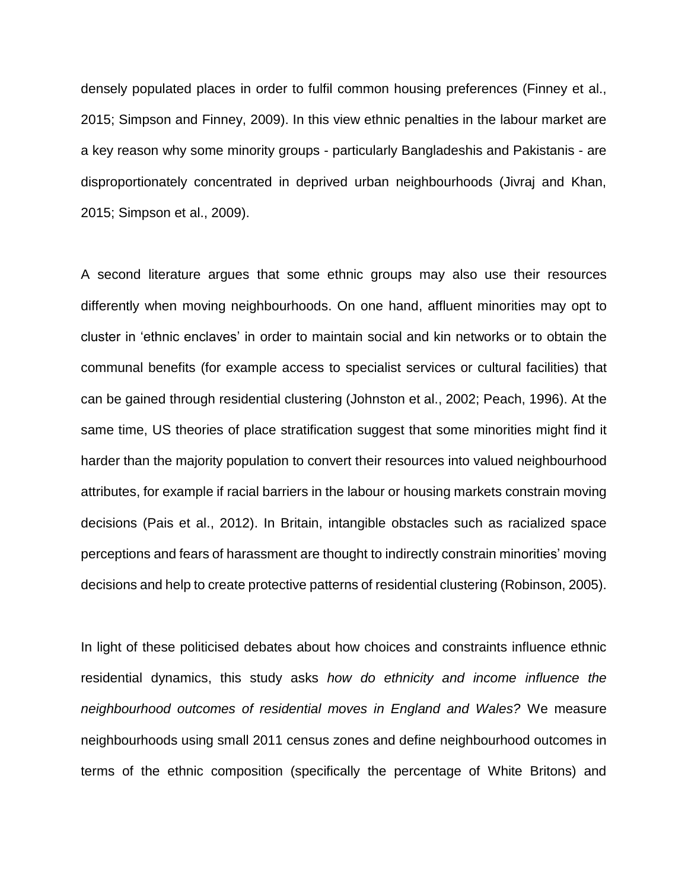densely populated places in order to fulfil common housing preferences (Finney et al., 2015; Simpson and Finney, 2009). In this view ethnic penalties in the labour market are a key reason why some minority groups - particularly Bangladeshis and Pakistanis - are disproportionately concentrated in deprived urban neighbourhoods (Jivraj and Khan, 2015; Simpson et al., 2009).

A second literature argues that some ethnic groups may also use their resources differently when moving neighbourhoods. On one hand, affluent minorities may opt to cluster in 'ethnic enclaves' in order to maintain social and kin networks or to obtain the communal benefits (for example access to specialist services or cultural facilities) that can be gained through residential clustering (Johnston et al., 2002; Peach, 1996). At the same time, US theories of place stratification suggest that some minorities might find it harder than the majority population to convert their resources into valued neighbourhood attributes, for example if racial barriers in the labour or housing markets constrain moving decisions (Pais et al., 2012). In Britain, intangible obstacles such as racialized space perceptions and fears of harassment are thought to indirectly constrain minorities' moving decisions and help to create protective patterns of residential clustering (Robinson, 2005).

In light of these politicised debates about how choices and constraints influence ethnic residential dynamics, this study asks *how do ethnicity and income influence the neighbourhood outcomes of residential moves in England and Wales?* We measure neighbourhoods using small 2011 census zones and define neighbourhood outcomes in terms of the ethnic composition (specifically the percentage of White Britons) and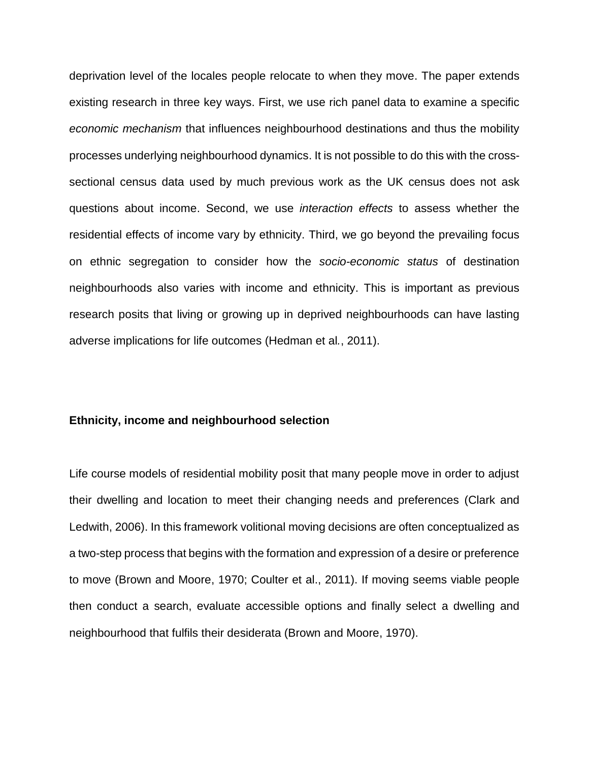deprivation level of the locales people relocate to when they move. The paper extends existing research in three key ways. First, we use rich panel data to examine a specific *economic mechanism* that influences neighbourhood destinations and thus the mobility processes underlying neighbourhood dynamics. It is not possible to do this with the cross-sectional census data used by much previous work as the UK census does not ask questions about income. Second, we use *interaction effects* to assess whether the residential effects of income vary by ethnicity. Third, we go beyond the prevailing focus on ethnic segregation to consider how the *socio-economic status* of destination neighbourhoods also varies with income and ethnicity. This is important as previous research posits that living or growing up in deprived neighbourhoods can have lasting adverse implications for life outcomes (Hedman et al., 2011).

## Ethnicity, income and neighbourhood selection

Life course models of residential mobility posit that many people move in order to adjust their dwelling and location to meet their changing needs and preferences (Clark and Ledwith, 2006). In this framework volitional moving decisions are often conceptualized as a two-step process that begins with the formation and expression of a desire or preference to move (Brown and Moore, 1970; Coulter et al., 2011). If moving seems viable people then conduct a search, evaluate accessible options and finally select a dwelling and neighbourhood that fulfils their desiderata (Brown and Moore, 1970).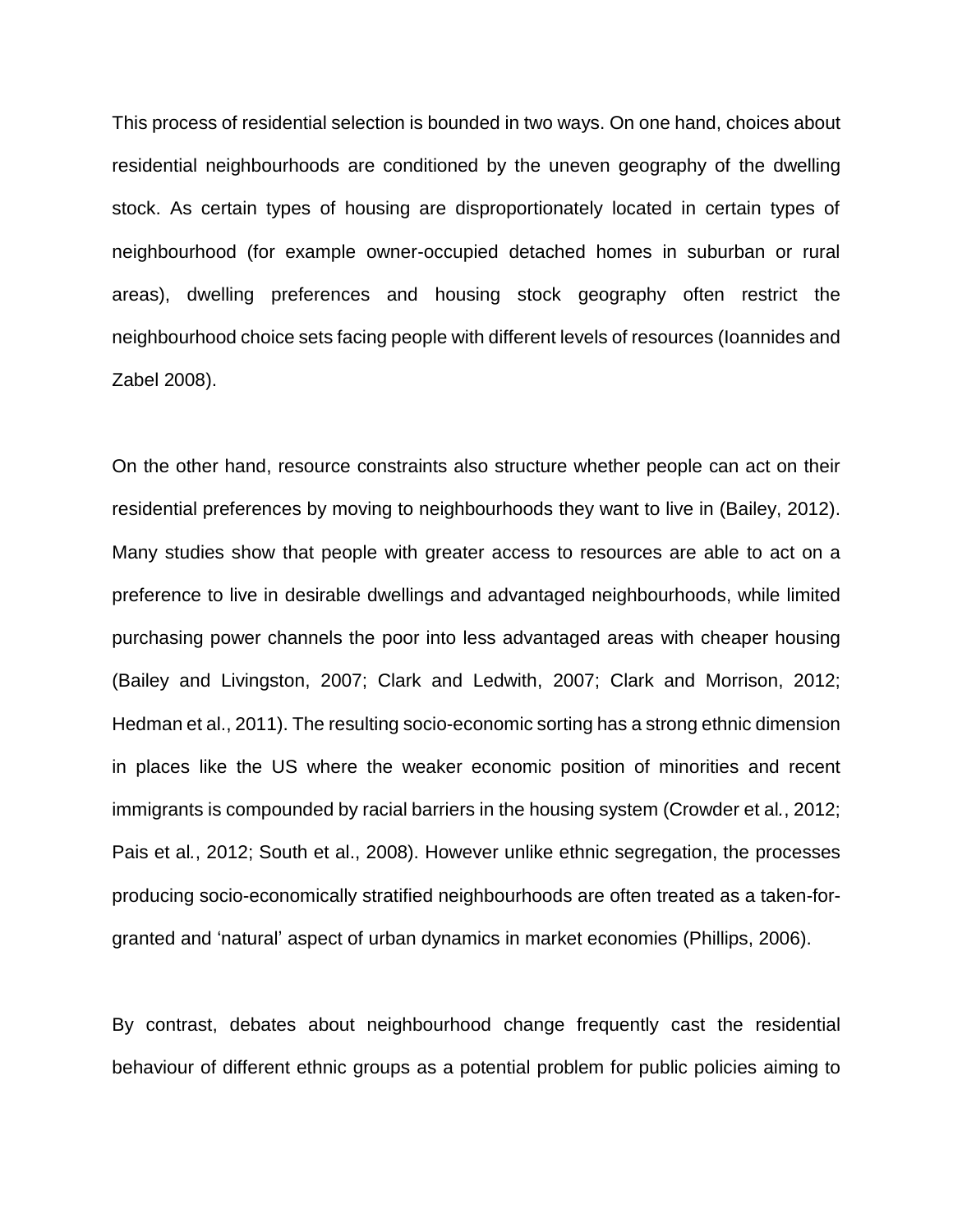This process of residential selection is bounded in two ways. On one hand, choices about residential neighbourhoods are conditioned by the uneven geography of the dwelling stock. As certain types of housing are disproportionately located in certain types of neighbourhood (for example owner-occupied detached homes in suburban or rural areas), dwelling preferences and housing stock geography often restrict the neighbourhood choice sets facing people with different levels of resources (Ioannides and Zabel 2008).

On the other hand, resource constraints also structure whether people can act on their residential preferences by moving to neighbourhoods they want to live in (Bailey, 2012). Many studies show that people with greater access to resources are able to act on a preference to live in desirable dwellings and advantaged neighbourhoods, while limited purchasing power channels the poor into less advantaged areas with cheaper housing (Bailey and Livingston, 2007; Clark and Ledwith, 2007; Clark and Morrison, 2012; Hedman et al., 2011). The resulting socio-economic sorting has a strong ethnic dimension in places like the US where the weaker economic position of minorities and recent immigrants is compounded by racial barriers in the housing system (Crowder et al*.*, 2012; Pais et al*.*, 2012; South et al., 2008). However unlike ethnic segregation, the processes producing socio-economically stratified neighbourhoods are often treated as a taken-for-granted and 'natural' aspect of urban dynamics in market economies (Phillips, 2006).

By contrast, debates about neighbourhood change frequently cast the residential behaviour of different ethnic groups as a potential problem for public policies aiming to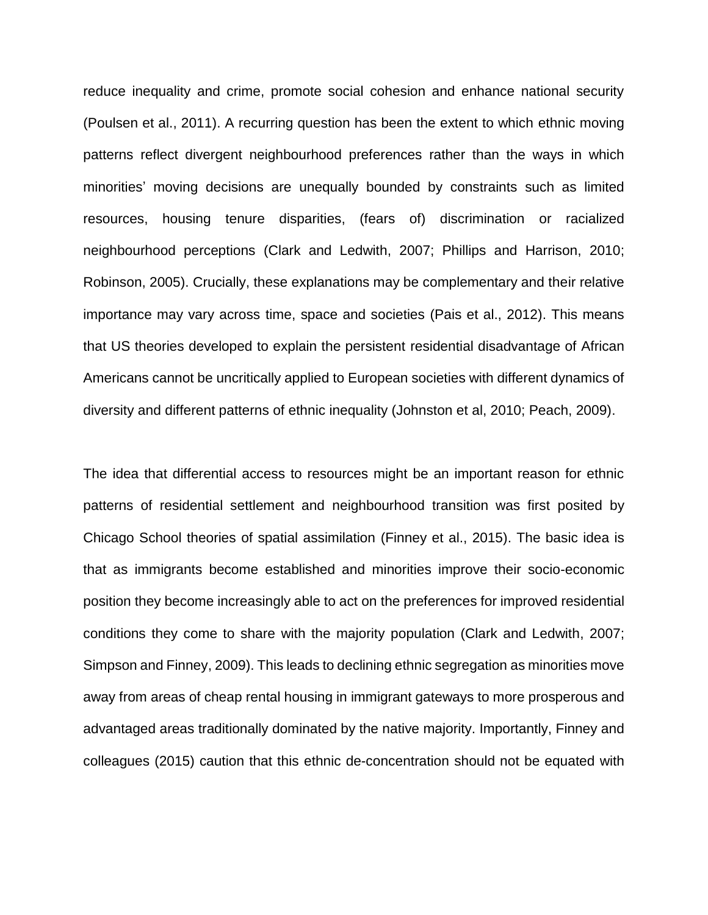reduce inequality and crime, promote social cohesion and enhance national security (Poulsen et al., 2011). A recurring question has been the extent to which ethnic moving patterns reflect divergent neighbourhood preferences rather than the ways in which minorities' moving decisions are unequally bounded by constraints such as limited resources, housing tenure disparities, (fears of) discrimination or racialized neighbourhood perceptions (Clark and Ledwith, 2007; Phillips and Harrison, 2010; Robinson, 2005). Crucially, these explanations may be complementary and their relative importance may vary across time, space and societies (Pais et al., 2012). This means that US theories developed to explain the persistent residential disadvantage of African Americans cannot be uncritically applied to European societies with different dynamics of diversity and different patterns of ethnic inequality (Johnston et al, 2010; Peach, 2009).

The idea that differential access to resources might be an important reason for ethnic patterns of residential settlement and neighbourhood transition was first posited by Chicago School theories of spatial assimilation (Finney et al., 2015). The basic idea is that as immigrants become established and minorities improve their socio-economic position they become increasingly able to act on the preferences for improved residential conditions they come to share with the majority population (Clark and Ledwith, 2007; Simpson and Finney, 2009). This leads to declining ethnic segregation as minorities move away from areas of cheap rental housing in immigrant gateways to more prosperous and advantaged areas traditionally dominated by the native majority. Importantly, Finney and colleagues (2015) caution that this ethnic de-concentration should not be equated with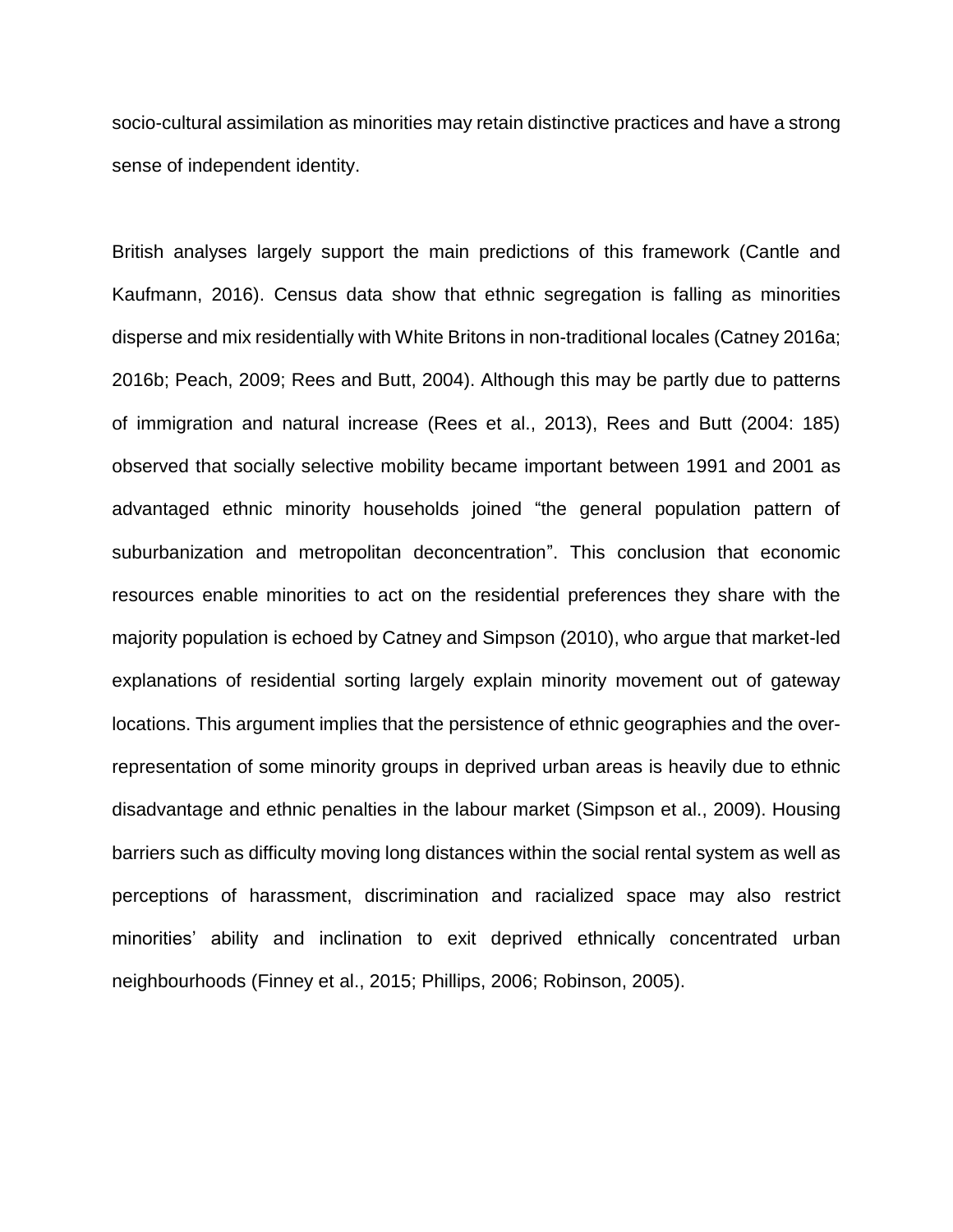socio-cultural assimilation as minorities may retain distinctive practices and have a strong sense of independent identity.

British analyses largely support the main predictions of this framework (Cantle and Kaufmann, 2016). Census data show that ethnic segregation is falling as minorities disperse and mix residentially with White Britons in non-traditional locales (Catney 2016a; 2016b; Peach, 2009; Rees and Butt, 2004). Although this may be partly due to patterns of immigration and natural increase (Rees et al., 2013), Rees and Butt (2004: 185) observed that socially selective mobility became important between 1991 and 2001 as advantaged ethnic minority households joined "the general population pattern of suburbanization and metropolitan deconcentration". This conclusion that economic resources enable minorities to act on the residential preferences they share with the majority population is echoed by Catney and Simpson (2010), who argue that market-led explanations of residential sorting largely explain minority movement out of gateway locations. This argument implies that the persistence of ethnic geographies and the over-representation of some minority groups in deprived urban areas is heavily due to ethnic disadvantage and ethnic penalties in the labour market (Simpson et al., 2009). Housing barriers such as difficulty moving long distances within the social rental system as well as perceptions of harassment, discrimination and racialized space may also restrict minorities' ability and inclination to exit deprived ethnically concentrated urban neighbourhoods (Finney et al., 2015; Phillips, 2006; Robinson, 2005).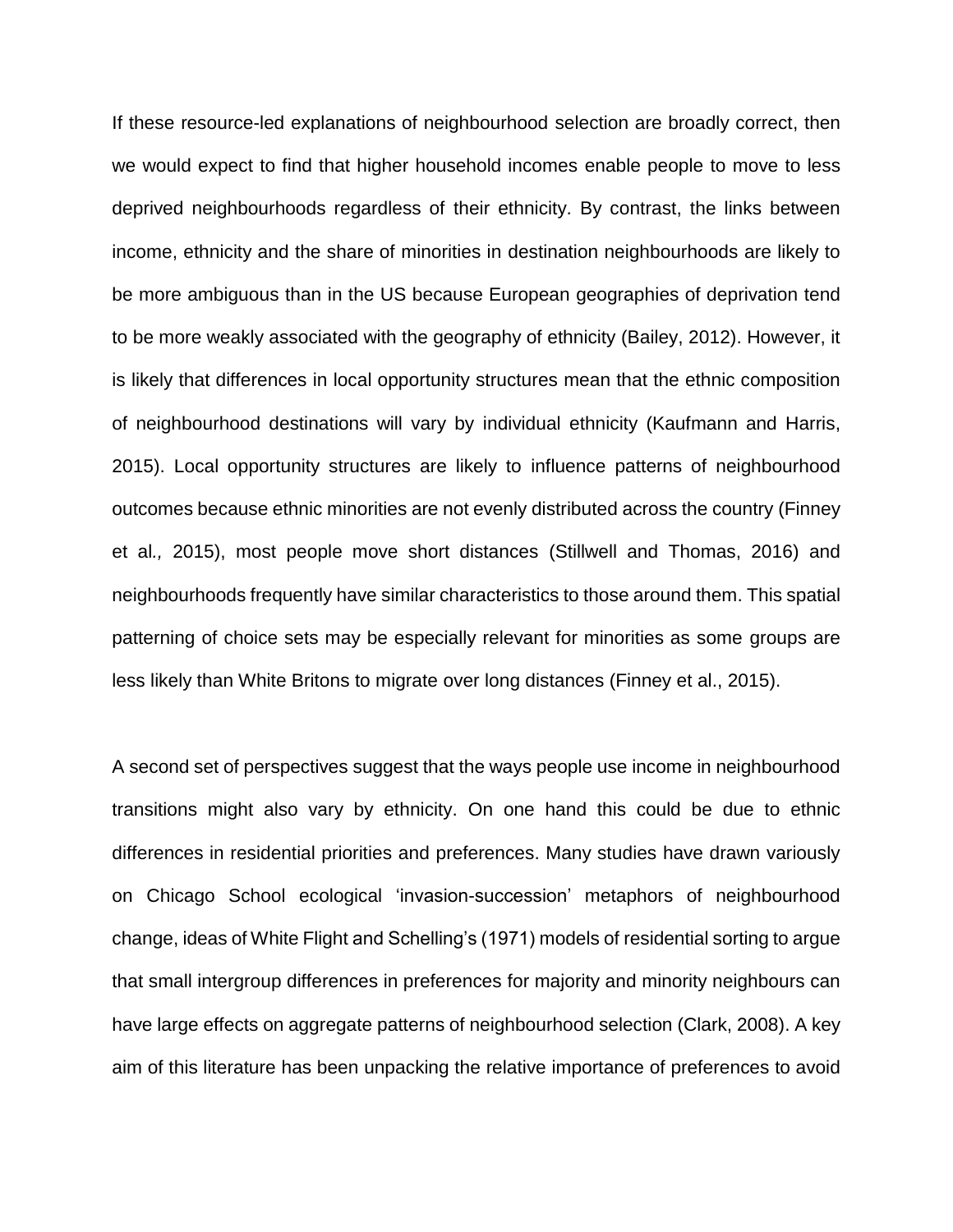If these resource-led explanations of neighbourhood selection are broadly correct, then we would expect to find that higher household incomes enable people to move to less deprived neighbourhoods regardless of their ethnicity. By contrast, the links between income, ethnicity and the share of minorities in destination neighbourhoods are likely to be more ambiguous than in the US because European geographies of deprivation tend to be more weakly associated with the geography of ethnicity (Bailey, 2012). However, it is likely that differences in local opportunity structures mean that the ethnic composition of neighbourhood destinations will vary by individual ethnicity (Kaufmann and Harris, 2015). Local opportunity structures are likely to influence patterns of neighbourhood outcomes because ethnic minorities are not evenly distributed across the country (Finney et al*.,* 2015), most people move short distances (Stillwell and Thomas, 2016) and neighbourhoods frequently have similar characteristics to those around them. This spatial patterning of choice sets may be especially relevant for minorities as some groups are less likely than White Britons to migrate over long distances (Finney et al., 2015).

A second set of perspectives suggest that the ways people use income in neighbourhood transitions might also vary by ethnicity. On one hand this could be due to ethnic differences in residential priorities and preferences. Many studies have drawn variously on Chicago School ecological 'invasion-succession' metaphors of neighbourhood change, ideas of White Flight and Schelling's (1971) models of residential sorting to argue that small intergroup differences in preferences for majority and minority neighbours can have large effects on aggregate patterns of neighbourhood selection (Clark, 2008). A key aim of this literature has been unpacking the relative importance of preferences to avoid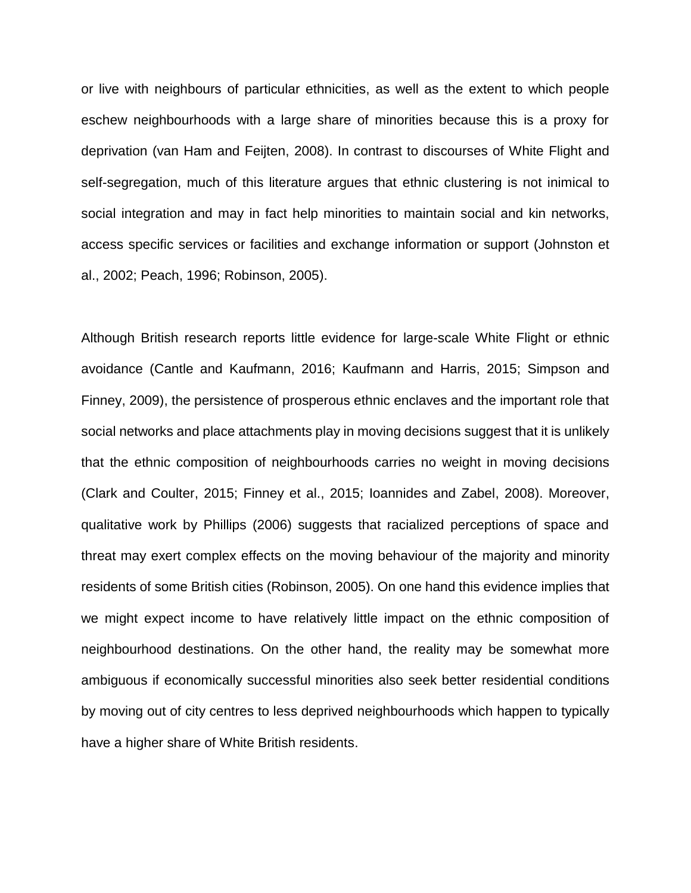or live with neighbours of particular ethnicities, as well as the extent to which people eschew neighbourhoods with a large share of minorities because this is a proxy for deprivation (van Ham and Feijten, 2008). In contrast to discourses of White Flight and self-segregation, much of this literature argues that ethnic clustering is not inimical to social integration and may in fact help minorities to maintain social and kin networks, access specific services or facilities and exchange information or support (Johnston et al., 2002; Peach, 1996; Robinson, 2005).

Although British research reports little evidence for large-scale White Flight or ethnic avoidance (Cantle and Kaufmann, 2016; Kaufmann and Harris, 2015; Simpson and Finney, 2009), the persistence of prosperous ethnic enclaves and the important role that social networks and place attachments play in moving decisions suggest that it is unlikely that the ethnic composition of neighbourhoods carries no weight in moving decisions (Clark and Coulter, 2015; Finney et al., 2015; Ioannides and Zabel, 2008). Moreover, qualitative work by Phillips (2006) suggests that racialized perceptions of space and threat may exert complex effects on the moving behaviour of the majority and minority residents of some British cities (Robinson, 2005). On one hand this evidence implies that we might expect income to have relatively little impact on the ethnic composition of neighbourhood destinations. On the other hand, the reality may be somewhat more ambiguous if economically successful minorities also seek better residential conditions by moving out of city centres to less deprived neighbourhoods which happen to typically have a higher share of White British residents.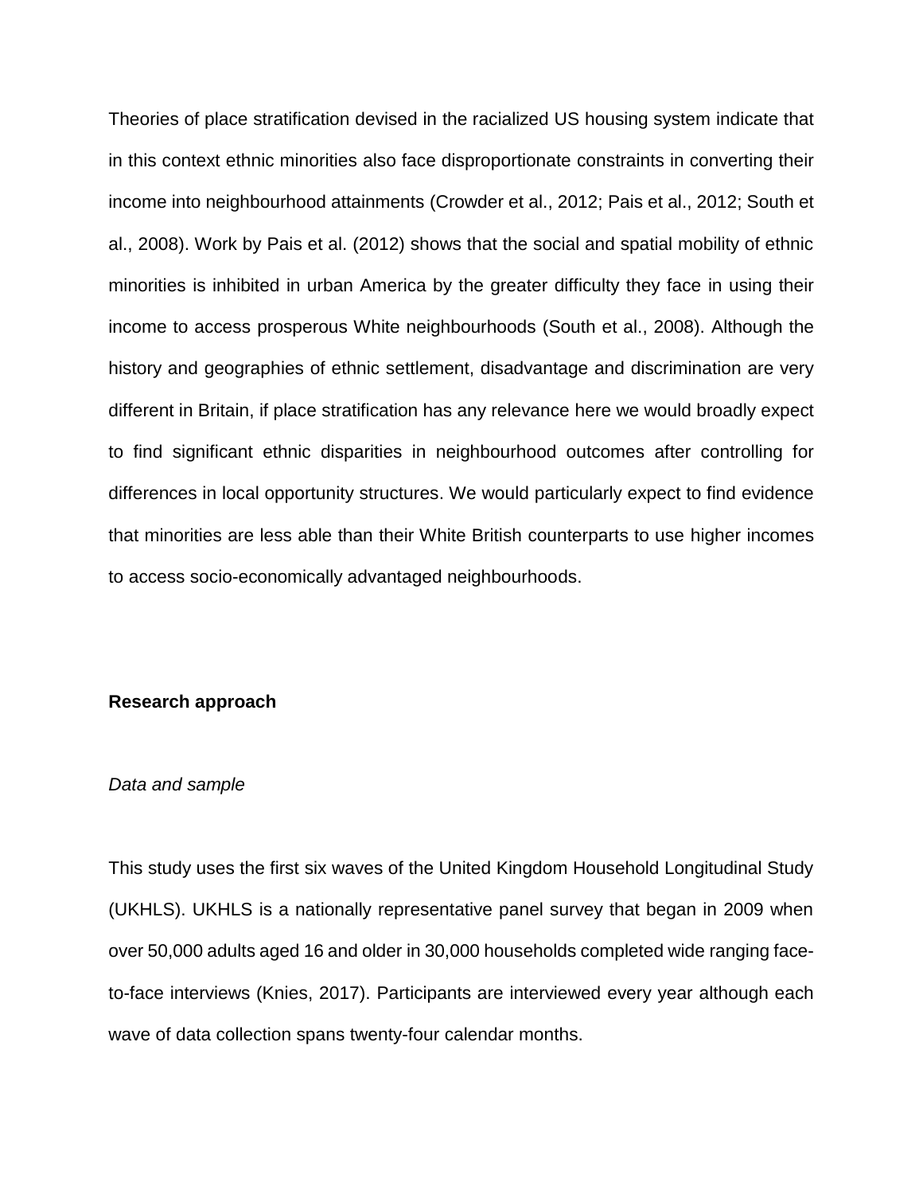Theories of place stratification devised in the racialized US housing system indicate that in this context ethnic minorities also face disproportionate constraints in converting their income into neighbourhood attainments (Crowder et al., 2012; Pais et al., 2012; South et al., 2008). Work by Pais et al. (2012) shows that the social and spatial mobility of ethnic minorities is inhibited in urban America by the greater difficulty they face in using their income to access prosperous White neighbourhoods (South et al., 2008). Although the history and geographies of ethnic settlement, disadvantage and discrimination are very different in Britain, if place stratification has any relevance here we would broadly expect to find significant ethnic disparities in neighbourhood outcomes after controlling for differences in local opportunity structures. We would particularly expect to find evidence that minorities are less able than their White British counterparts to use higher incomes to access socio-economically advantaged neighbourhoods.

## Research approach

### *Data and sample*

This study uses the first six waves of the United Kingdom Household Longitudinal Study (UKHLS). UKHLS is a nationally representative panel survey that began in 2009 when over 50,000 adults aged 16 and older in 30,000 households completed wide ranging face-to-face interviews (Knies, 2017). Participants are interviewed every year although each wave of data collection spans twenty-four calendar months.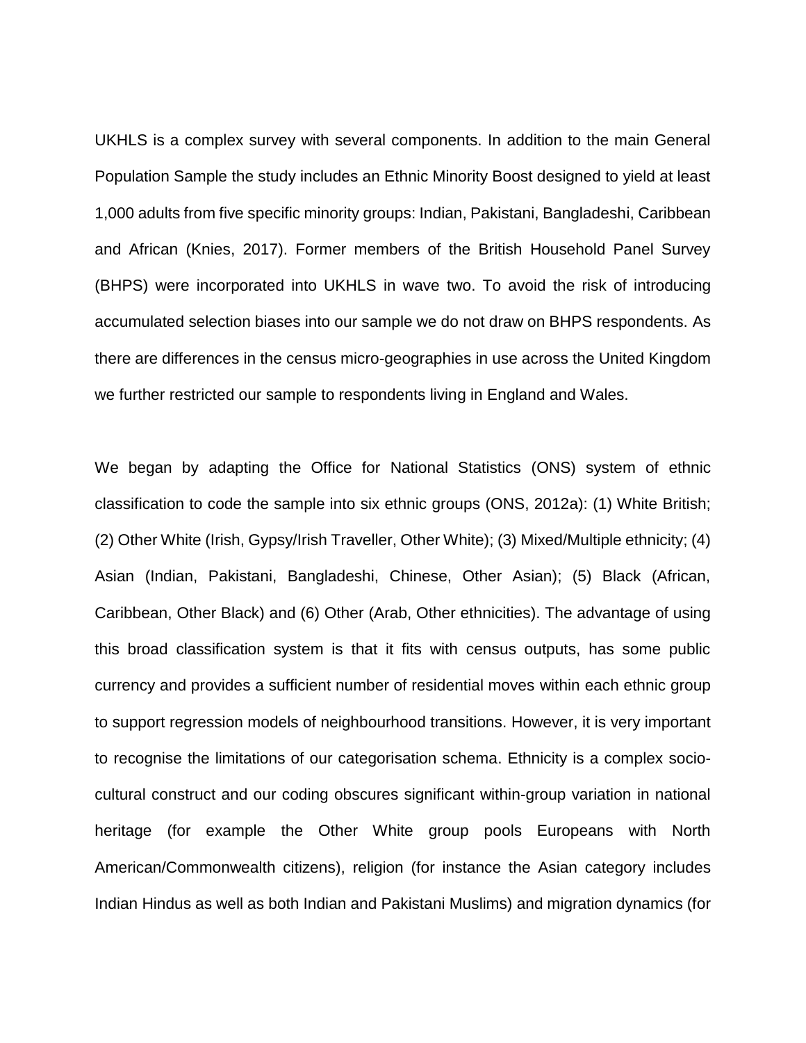UKHLS is a complex survey with several components. In addition to the main General Population Sample the study includes an Ethnic Minority Boost designed to yield at least 1,000 adults from five specific minority groups: Indian, Pakistani, Bangladeshi, Caribbean and African (Knies, 2017). Former members of the British Household Panel Survey (BHPS) were incorporated into UKHLS in wave two. To avoid the risk of introducing accumulated selection biases into our sample we do not draw on BHPS respondents. As there are differences in the census micro-geographies in use across the United Kingdom we further restricted our sample to respondents living in England and Wales.

We began by adapting the Office for National Statistics (ONS) system of ethnic classification to code the sample into six ethnic groups (ONS, 2012a): (1) White British; (2) Other White (Irish, Gypsy/Irish Traveller, Other White); (3) Mixed/Multiple ethnicity; (4) Asian (Indian, Pakistani, Bangladeshi, Chinese, Other Asian); (5) Black (African, Caribbean, Other Black) and (6) Other (Arab, Other ethnicities). The advantage of using this broad classification system is that it fits with census outputs, has some public currency and provides a sufficient number of residential moves within each ethnic group to support regression models of neighbourhood transitions. However, it is very important to recognise the limitations of our categorisation schema. Ethnicity is a complex socio-cultural construct and our coding obscures significant within-group variation in national heritage (for example the Other White group pools Europeans with North American/Commonwealth citizens), religion (for instance the Asian category includes Indian Hindus as well as both Indian and Pakistani Muslims) and migration dynamics (for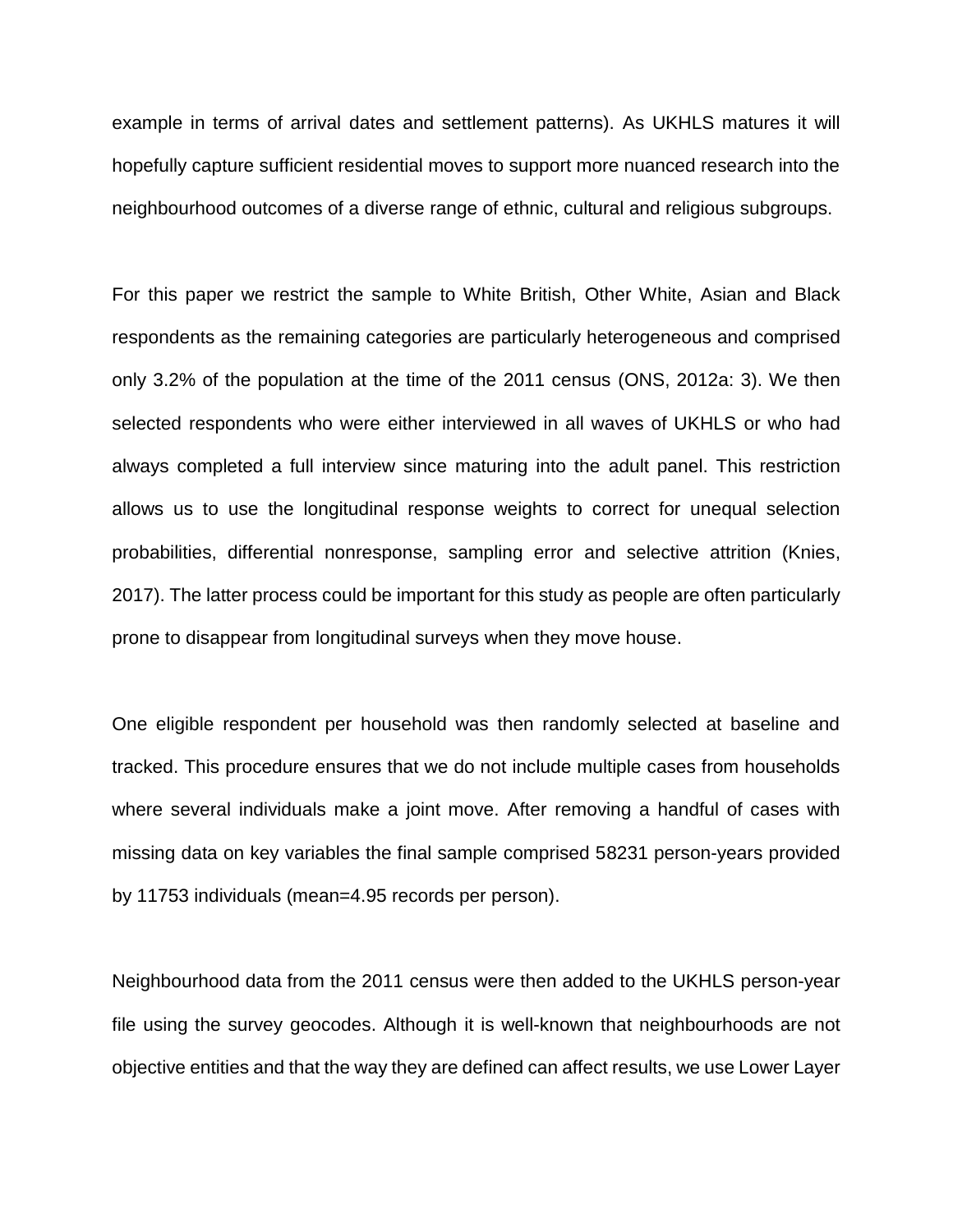example in terms of arrival dates and settlement patterns). As UKHLS matures it will hopefully capture sufficient residential moves to support more nuanced research into the neighbourhood outcomes of a diverse range of ethnic, cultural and religious subgroups.

For this paper we restrict the sample to White British, Other White, Asian and Black respondents as the remaining categories are particularly heterogeneous and comprised only 3.2% of the population at the time of the 2011 census (ONS, 2012a: 3). We then selected respondents who were either interviewed in all waves of UKHLS or who had always completed a full interview since maturing into the adult panel. This restriction allows us to use the longitudinal response weights to correct for unequal selection probabilities, differential nonresponse, sampling error and selective attrition (Knies, 2017). The latter process could be important for this study as people are often particularly prone to disappear from longitudinal surveys when they move house.

One eligible respondent per household was then randomly selected at baseline and tracked. This procedure ensures that we do not include multiple cases from households where several individuals make a joint move. After removing a handful of cases with missing data on key variables the final sample comprised 58231 person-years provided by 11753 individuals (mean=4.95 records per person).

Neighbourhood data from the 2011 census were then added to the UKHLS person-year file using the survey geocodes. Although it is well-known that neighbourhoods are not objective entities and that the way they are defined can affect results, we use Lower Layer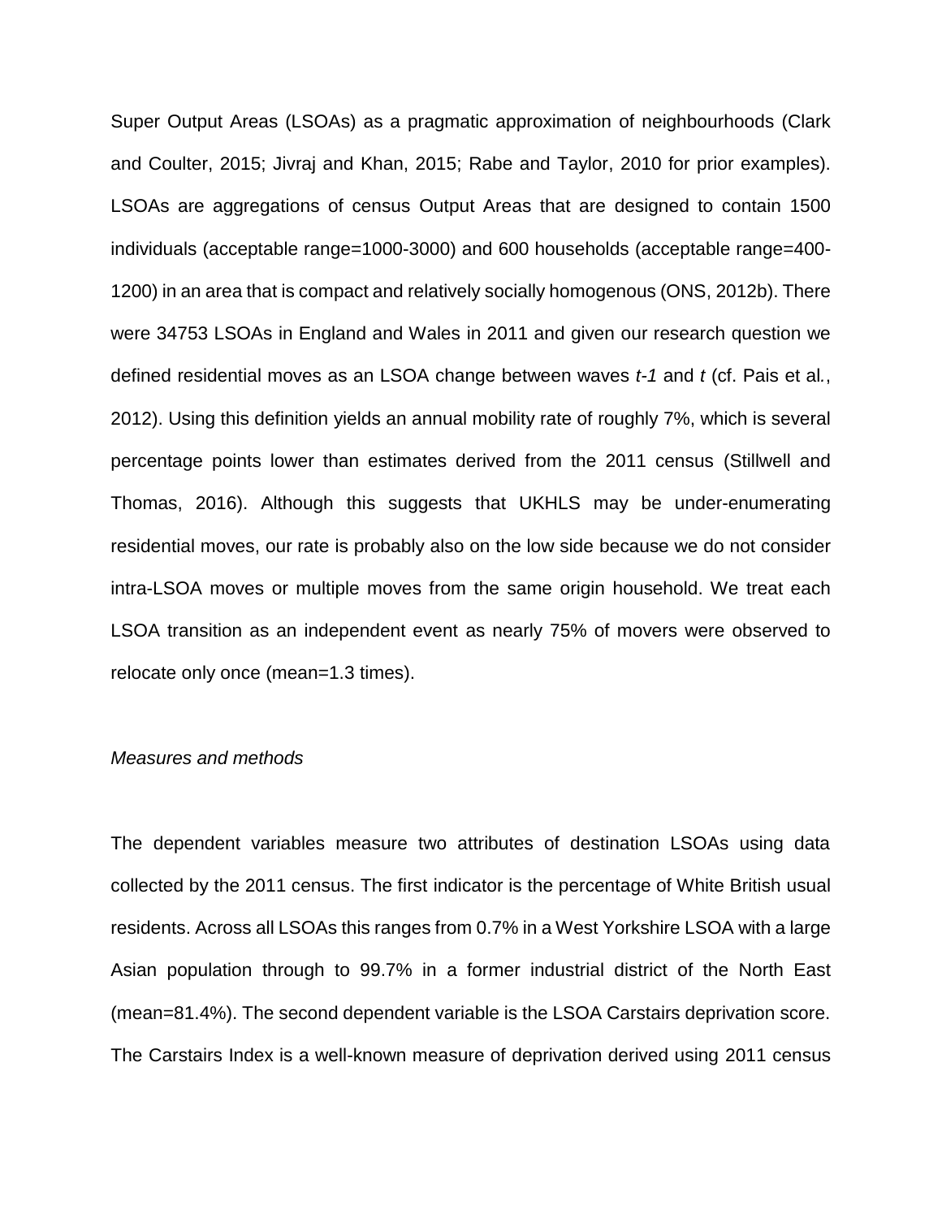Super Output Areas (LSOAs) as a pragmatic approximation of neighbourhoods (Clark and Coulter, 2015; Jivraj and Khan, 2015; Rabe and Taylor, 2010 for prior examples). LSOAs are aggregations of census Output Areas that are designed to contain 1500 individuals (acceptable range=1000-3000) and 600 households (acceptable range=400-1200) in an area that is compact and relatively socially homogenous (ONS, 2012b). There were 34753 LSOAs in England and Wales in 2011 and given our research question we defined residential moves as an LSOA change between waves *t-1* and *t* (cf. Pais et al., 2012). Using this definition yields an annual mobility rate of roughly 7%, which is several percentage points lower than estimates derived from the 2011 census (Stillwell and Thomas, 2016). Although this suggests that UKHLS may be under-enumerating residential moves, our rate is probably also on the low side because we do not consider intra-LSOA moves or multiple moves from the same origin household. We treat each LSOA transition as an independent event as nearly 75% of movers were observed to relocate only once (mean=1.3 times).

*Measures and methods*

The dependent variables measure two attributes of destination LSOAs using data collected by the 2011 census. The first indicator is the percentage of White British usual residents. Across all LSOAs this ranges from 0.7% in a West Yorkshire LSOA with a large Asian population through to 99.7% in a former industrial district of the North East (mean=81.4%). The second dependent variable is the LSOA Carstairs deprivation score. The Carstairs Index is a well-known measure of deprivation derived using 2011 census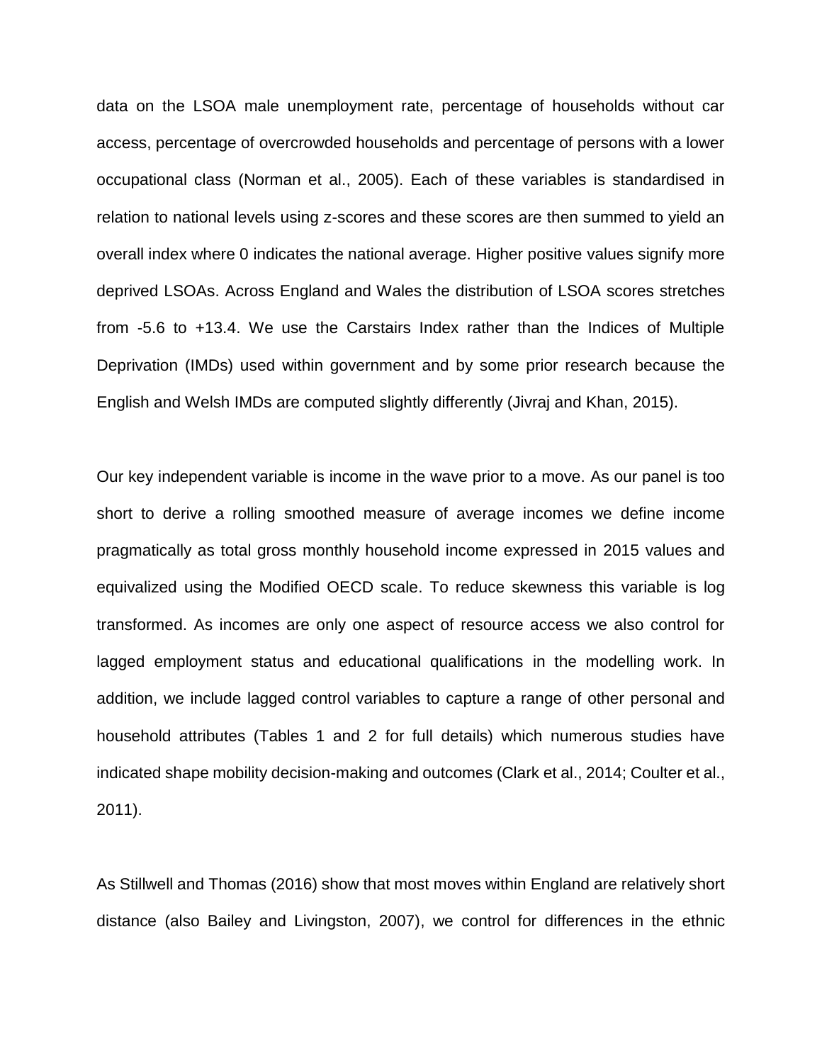data on the LSOA male unemployment rate, percentage of households without car access, percentage of overcrowded households and percentage of persons with a lower occupational class (Norman et al., 2005). Each of these variables is standardised in relation to national levels using z-scores and these scores are then summed to yield an overall index where 0 indicates the national average. Higher positive values signify more deprived LSOAs. Across England and Wales the distribution of LSOA scores stretches from -5.6 to +13.4. We use the Carstairs Index rather than the Indices of Multiple Deprivation (IMDs) used within government and by some prior research because the English and Welsh IMDs are computed slightly differently (Jivraj and Khan, 2015).

Our key independent variable is income in the wave prior to a move. As our panel is too short to derive a rolling smoothed measure of average incomes we define income pragmatically as total gross monthly household income expressed in 2015 values and equivalized using the Modified OECD scale. To reduce skewness this variable is log transformed. As incomes are only one aspect of resource access we also control for lagged employment status and educational qualifications in the modelling work. In addition, we include lagged control variables to capture a range of other personal and household attributes (Tables 1 and 2 for full details) which numerous studies have indicated shape mobility decision-making and outcomes (Clark et al., 2014; Coulter et al., 2011).

As Stillwell and Thomas (2016) show that most moves within England are relatively short distance (also Bailey and Livingston, 2007), we control for differences in the ethnic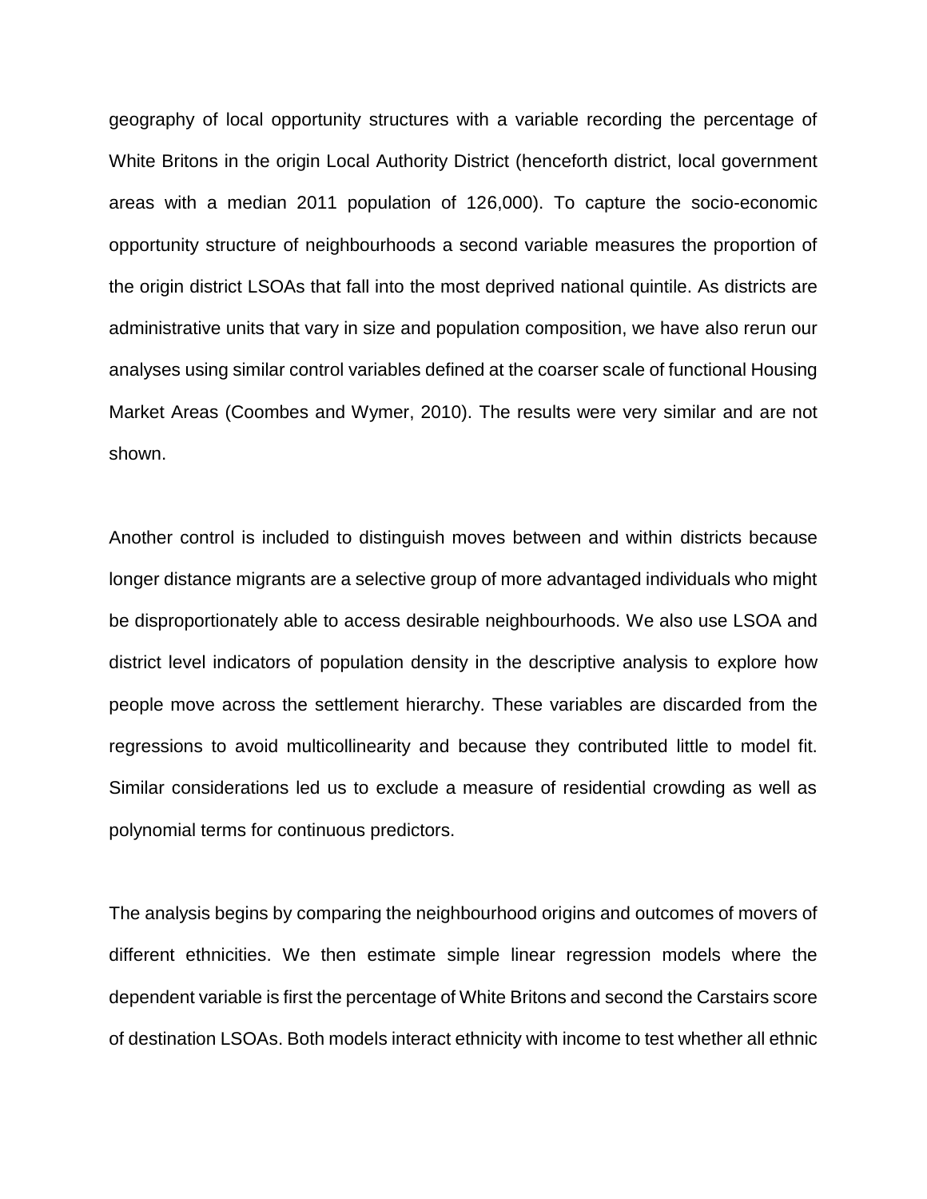geography of local opportunity structures with a variable recording the percentage of White Britons in the origin Local Authority District (henceforth district, local government areas with a median 2011 population of 126,000). To capture the socio-economic opportunity structure of neighbourhoods a second variable measures the proportion of the origin district LSOAs that fall into the most deprived national quintile. As districts are administrative units that vary in size and population composition, we have also rerun our analyses using similar control variables defined at the coarser scale of functional Housing Market Areas (Coombes and Wymer, 2010). The results were very similar and are not shown.

Another control is included to distinguish moves between and within districts because longer distance migrants are a selective group of more advantaged individuals who might be disproportionately able to access desirable neighbourhoods. We also use LSOA and district level indicators of population density in the descriptive analysis to explore how people move across the settlement hierarchy. These variables are discarded from the regressions to avoid multicollinearity and because they contributed little to model fit. Similar considerations led us to exclude a measure of residential crowding as well as polynomial terms for continuous predictors.

The analysis begins by comparing the neighbourhood origins and outcomes of movers of different ethnicities. We then estimate simple linear regression models where the dependent variable is first the percentage of White Britons and second the Carstairs score of destination LSOAs. Both models interact ethnicity with income to test whether all ethnic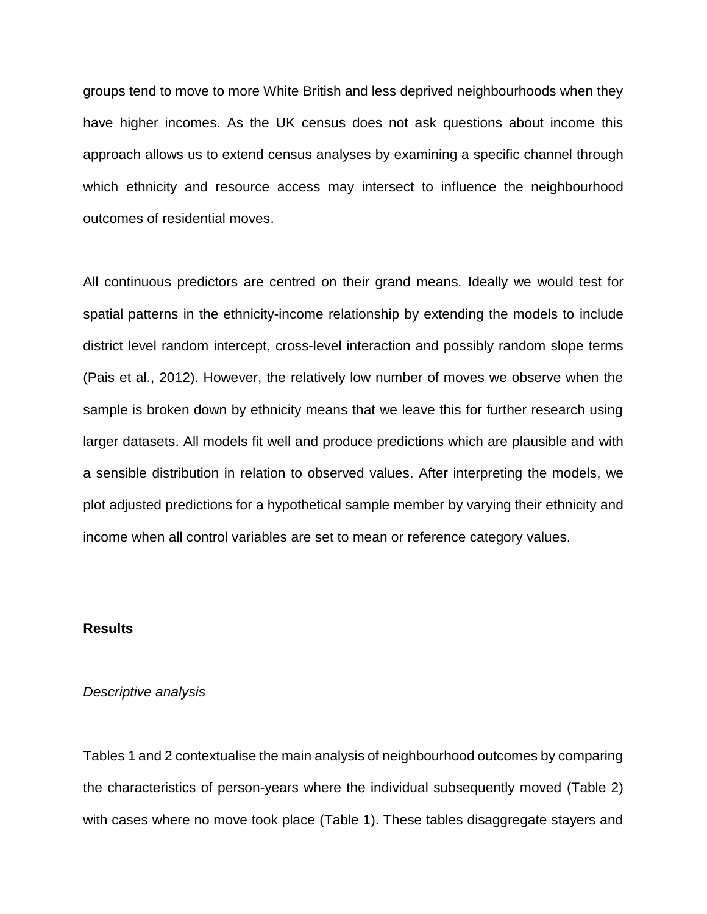groups tend to move to more White British and less deprived neighbourhoods when they have higher incomes. As the UK census does not ask questions about income this approach allows us to extend census analyses by examining a specific channel through which ethnicity and resource access may intersect to influence the neighbourhood outcomes of residential moves.

All continuous predictors are centred on their grand means. Ideally we would test for spatial patterns in the ethnicity-income relationship by extending the models to include district level random intercept, cross-level interaction and possibly random slope terms (Pais et al., 2012). However, the relatively low number of moves we observe when the sample is broken down by ethnicity means that we leave this for further research using larger datasets. All models fit well and produce predictions which are plausible and with a sensible distribution in relation to observed values. After interpreting the models, we plot adjusted predictions for a hypothetical sample member by varying their ethnicity and income when all control variables are set to mean or reference category values.

## Results

### *Descriptive analysis*

Tables 1 and 2 contextualise the main analysis of neighbourhood outcomes by comparing the characteristics of person-years where the individual subsequently moved (Table 2) with cases where no move took place (Table 1). These tables disaggregate stayers and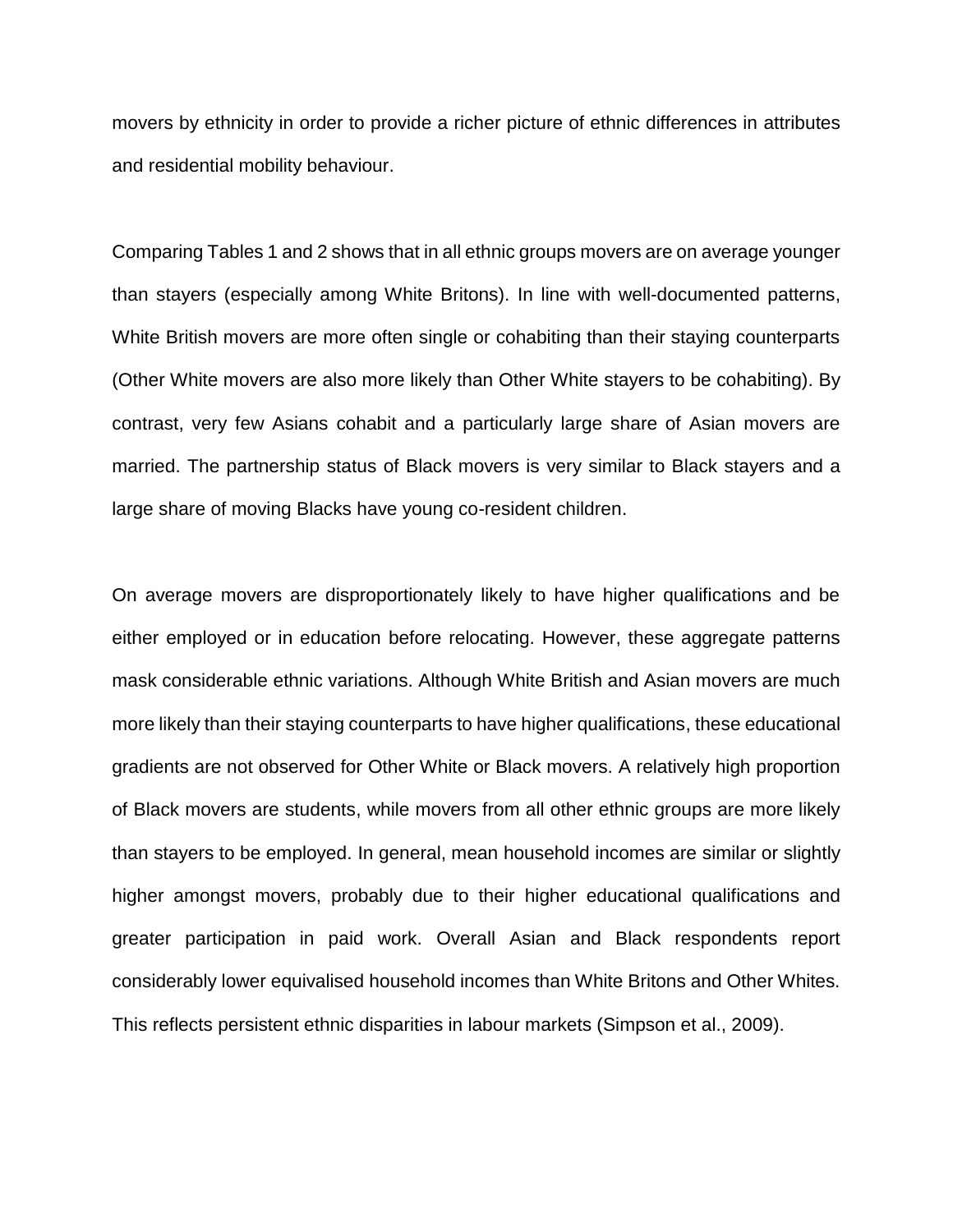movers by ethnicity in order to provide a richer picture of ethnic differences in attributes and residential mobility behaviour.

Comparing Tables 1 and 2 shows that in all ethnic groups movers are on average younger than stayers (especially among White Britons). In line with well-documented patterns, White British movers are more often single or cohabiting than their staying counterparts (Other White movers are also more likely than Other White stayers to be cohabiting). By contrast, very few Asians cohabit and a particularly large share of Asian movers are married. The partnership status of Black movers is very similar to Black stayers and a large share of moving Blacks have young co-resident children.

On average movers are disproportionately likely to have higher qualifications and be either employed or in education before relocating. However, these aggregate patterns mask considerable ethnic variations. Although White British and Asian movers are much more likely than their staying counterparts to have higher qualifications, these educational gradients are not observed for Other White or Black movers. A relatively high proportion of Black movers are students, while movers from all other ethnic groups are more likely than stayers to be employed. In general, mean household incomes are similar or slightly higher amongst movers, probably due to their higher educational qualifications and greater participation in paid work. Overall Asian and Black respondents report considerably lower equivalised household incomes than White Britons and Other Whites. This reflects persistent ethnic disparities in labour markets (Simpson et al., 2009).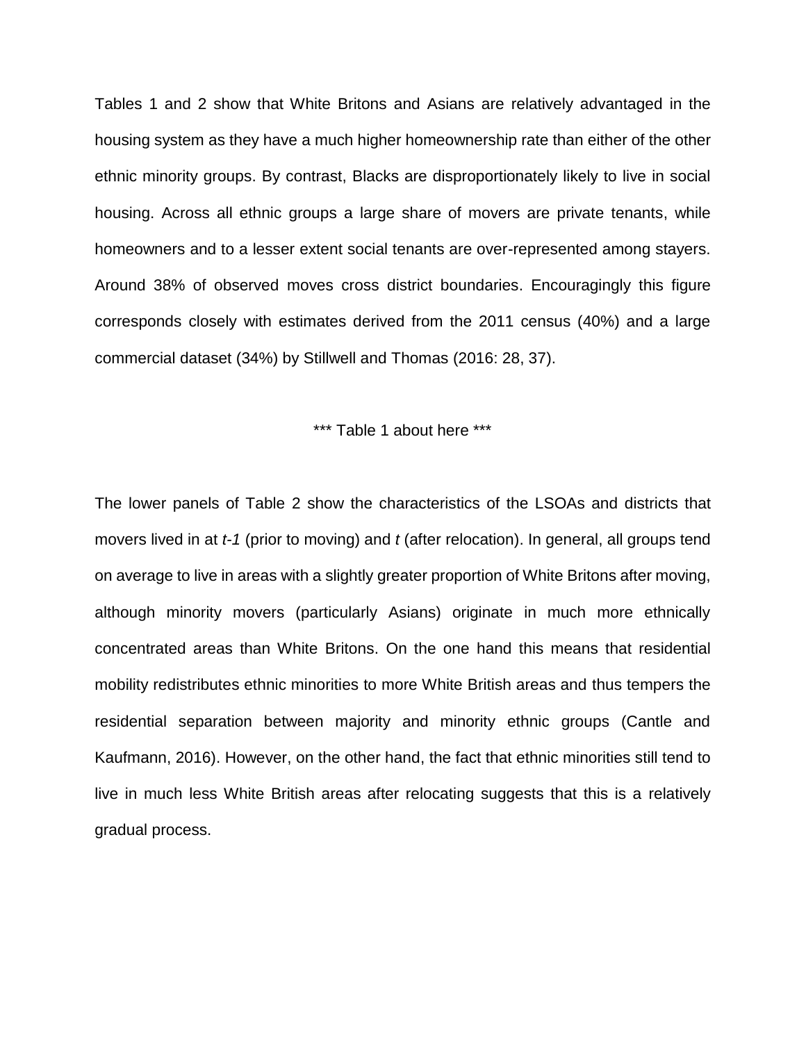Tables 1 and 2 show that White Britons and Asians are relatively advantaged in the housing system as they have a much higher homeownership rate than either of the other ethnic minority groups. By contrast, Blacks are disproportionately likely to live in social housing. Across all ethnic groups a large share of movers are private tenants, while homeowners and to a lesser extent social tenants are over-represented among stayers. Around 38% of observed moves cross district boundaries. Encouragingly this figure corresponds closely with estimates derived from the 2011 census (40%) and a large commercial dataset (34%) by Stillwell and Thomas (2016: 28, 37).

*** Table 1 about here ***

The lower panels of Table 2 show the characteristics of the LSOAs and districts that movers lived in at *t-1* (prior to moving) and *t* (after relocation). In general, all groups tend on average to live in areas with a slightly greater proportion of White Britons after moving, although minority movers (particularly Asians) originate in much more ethnically concentrated areas than White Britons. On the one hand this means that residential mobility redistributes ethnic minorities to more White British areas and thus tempers the residential separation between majority and minority ethnic groups (Cantle and Kaufmann, 2016). However, on the other hand, the fact that ethnic minorities still tend to live in much less White British areas after relocating suggests that this is a relatively gradual process.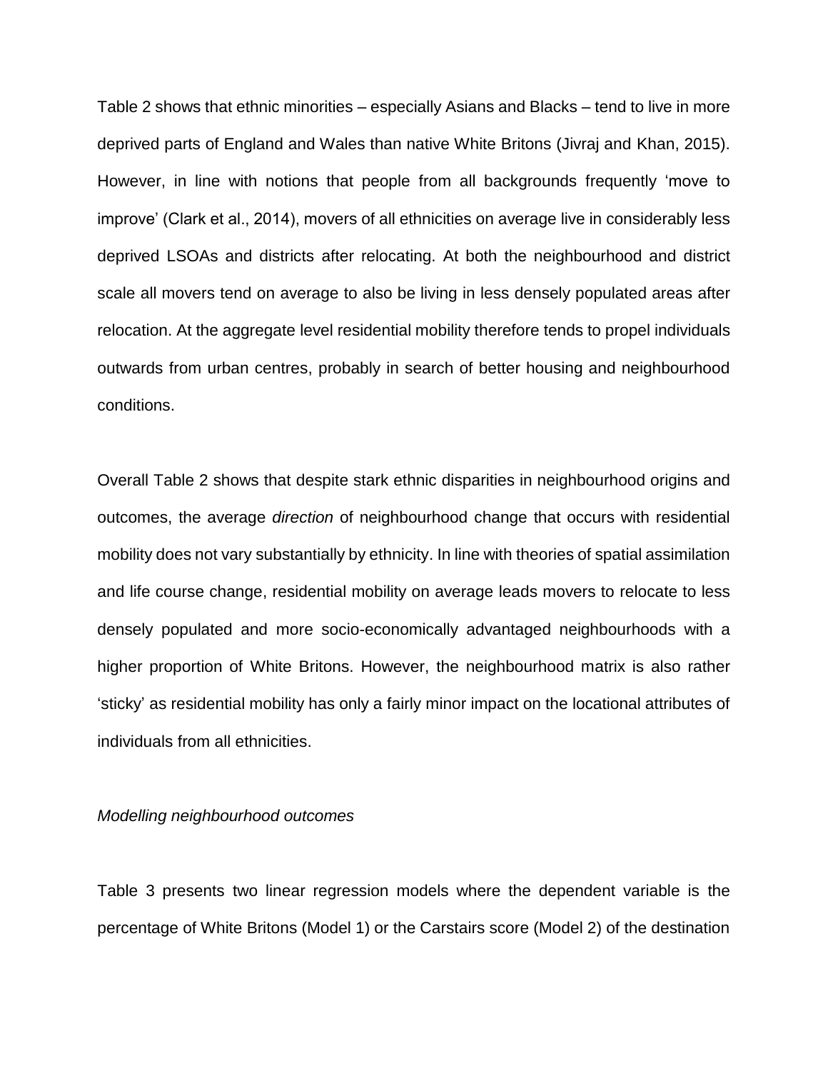Table 2 shows that ethnic minorities – especially Asians and Blacks – tend to live in more deprived parts of England and Wales than native White Britons (Jivraj and Khan, 2015). However, in line with notions that people from all backgrounds frequently 'move to improve' (Clark et al., 2014), movers of all ethnicities on average live in considerably less deprived LSOAs and districts after relocating. At both the neighbourhood and district scale all movers tend on average to also be living in less densely populated areas after relocation. At the aggregate level residential mobility therefore tends to propel individuals outwards from urban centres, probably in search of better housing and neighbourhood conditions.

Overall Table 2 shows that despite stark ethnic disparities in neighbourhood origins and outcomes, the average *direction* of neighbourhood change that occurs with residential mobility does not vary substantially by ethnicity. In line with theories of spatial assimilation and life course change, residential mobility on average leads movers to relocate to less densely populated and more socio-economically advantaged neighbourhoods with a higher proportion of White Britons. However, the neighbourhood matrix is also rather 'sticky' as residential mobility has only a fairly minor impact on the locational attributes of individuals from all ethnicities.

*Modelling neighbourhood outcomes*

Table 3 presents two linear regression models where the dependent variable is the percentage of White Britons (Model 1) or the Carstairs score (Model 2) of the destination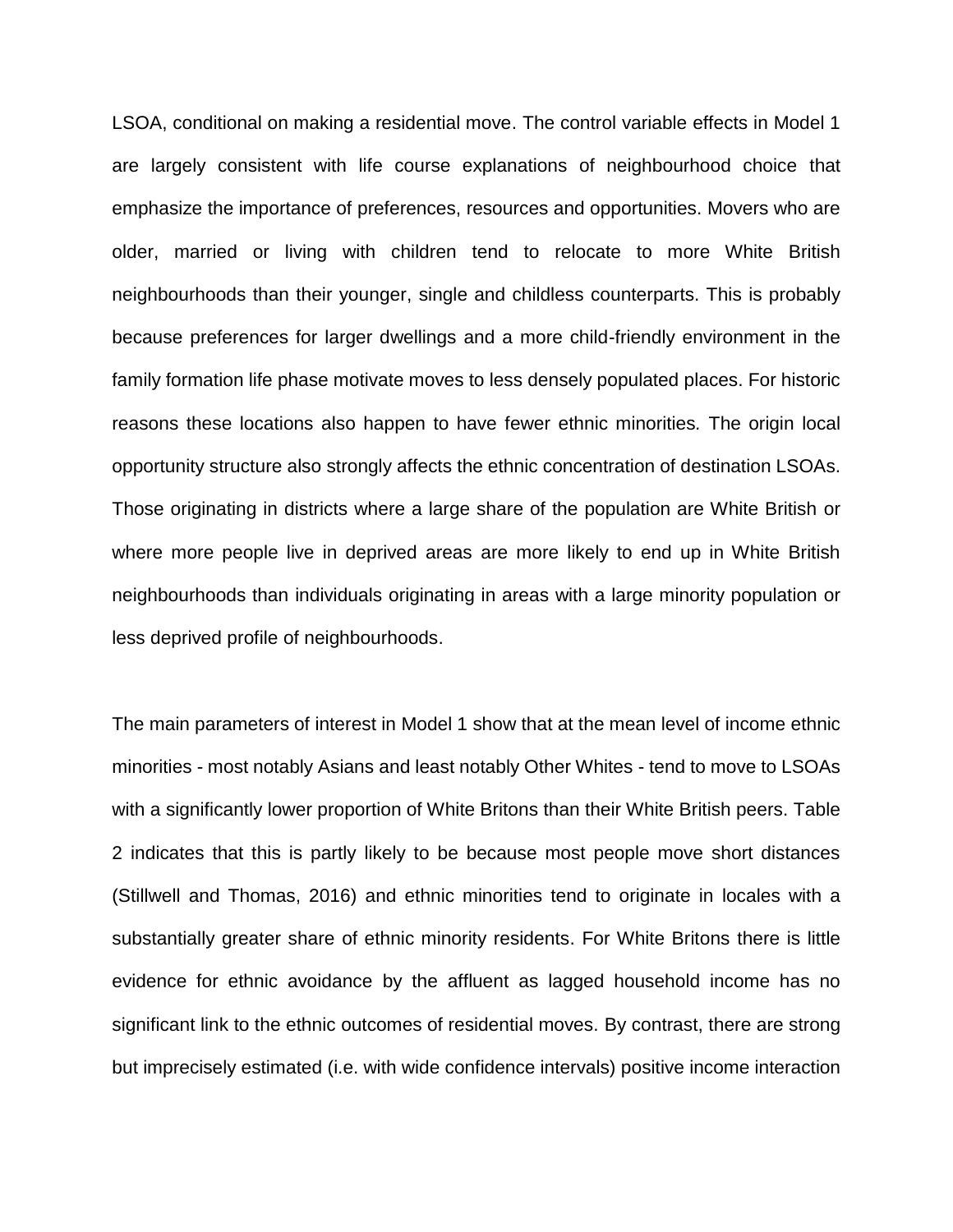LSOA, conditional on making a residential move. The control variable effects in Model 1 are largely consistent with life course explanations of neighbourhood choice that emphasize the importance of preferences, resources and opportunities. Movers who are older, married or living with children tend to relocate to more White British neighbourhoods than their younger, single and childless counterparts. This is probably because preferences for larger dwellings and a more child-friendly environment in the family formation life phase motivate moves to less densely populated places. For historic reasons these locations also happen to have fewer ethnic minorities. The origin local opportunity structure also strongly affects the ethnic concentration of destination LSOAs. Those originating in districts where a large share of the population are White British or where more people live in deprived areas are more likely to end up in White British neighbourhoods than individuals originating in areas with a large minority population or less deprived profile of neighbourhoods.

The main parameters of interest in Model 1 show that at the mean level of income ethnic minorities - most notably Asians and least notably Other Whites - tend to move to LSOAs with a significantly lower proportion of White Britons than their White British peers. Table 2 indicates that this is partly likely to be because most people move short distances (Stillwell and Thomas, 2016) and ethnic minorities tend to originate in locales with a substantially greater share of ethnic minority residents. For White Britons there is little evidence for ethnic avoidance by the affluent as lagged household income has no significant link to the ethnic outcomes of residential moves. By contrast, there are strong but imprecisely estimated (i.e. with wide confidence intervals) positive income interaction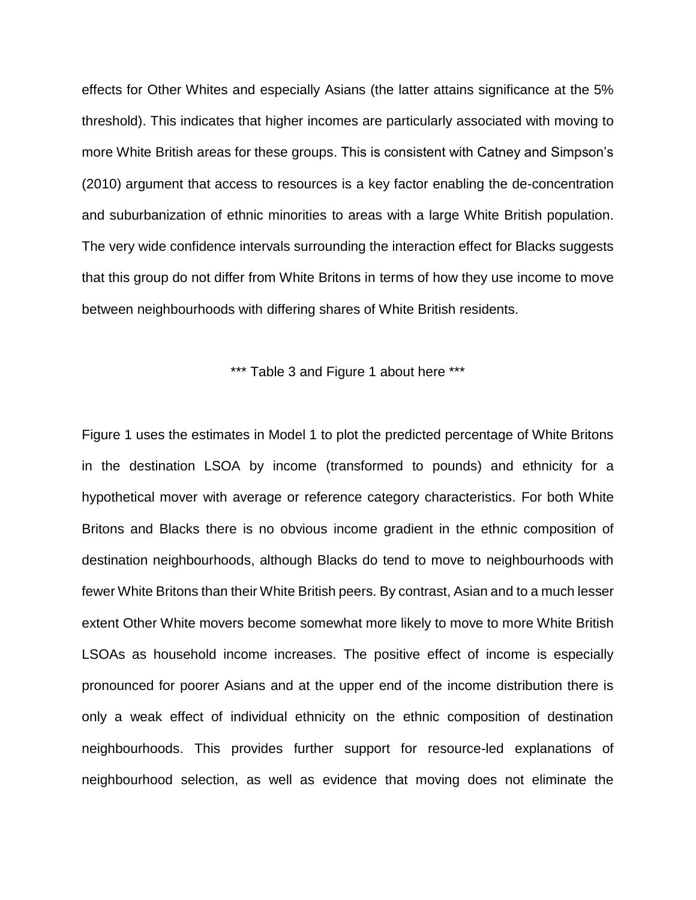effects for Other Whites and especially Asians (the latter attains significance at the 5% threshold). This indicates that higher incomes are particularly associated with moving to more White British areas for these groups. This is consistent with Catney and Simpson's (2010) argument that access to resources is a key factor enabling the de-concentration and suburbanization of ethnic minorities to areas with a large White British population. The very wide confidence intervals surrounding the interaction effect for Blacks suggests that this group do not differ from White Britons in terms of how they use income to move between neighbourhoods with differing shares of White British residents.

*** Table 3 and Figure 1 about here ***

Figure 1 uses the estimates in Model 1 to plot the predicted percentage of White Britons in the destination LSOA by income (transformed to pounds) and ethnicity for a hypothetical mover with average or reference category characteristics. For both White Britons and Blacks there is no obvious income gradient in the ethnic composition of destination neighbourhoods, although Blacks do tend to move to neighbourhoods with fewer White Britons than their White British peers. By contrast, Asian and to a much lesser extent Other White movers become somewhat more likely to move to more White British LSOAs as household income increases. The positive effect of income is especially pronounced for poorer Asians and at the upper end of the income distribution there is only a weak effect of individual ethnicity on the ethnic composition of destination neighbourhoods. This provides further support for resource-led explanations of neighbourhood selection, as well as evidence that moving does not eliminate the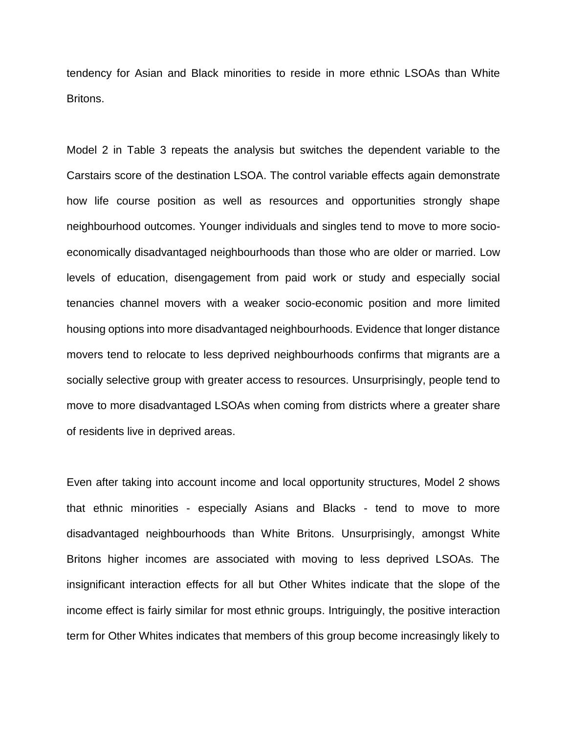tendency for Asian and Black minorities to reside in more ethnic LSOAs than White Britons.

Model 2 in Table 3 repeats the analysis but switches the dependent variable to the Carstairs score of the destination LSOA. The control variable effects again demonstrate how life course position as well as resources and opportunities strongly shape neighbourhood outcomes. Younger individuals and singles tend to move to more socio-economically disadvantaged neighbourhoods than those who are older or married. Low levels of education, disengagement from paid work or study and especially social tenancies channel movers with a weaker socio-economic position and more limited housing options into more disadvantaged neighbourhoods. Evidence that longer distance movers tend to relocate to less deprived neighbourhoods confirms that migrants are a socially selective group with greater access to resources. Unsurprisingly, people tend to move to more disadvantaged LSOAs when coming from districts where a greater share of residents live in deprived areas.

Even after taking into account income and local opportunity structures, Model 2 shows that ethnic minorities - especially Asians and Blacks - tend to move to more disadvantaged neighbourhoods than White Britons. Unsurprisingly, amongst White Britons higher incomes are associated with moving to less deprived LSOAs. The insignificant interaction effects for all but Other Whites indicate that the slope of the income effect is fairly similar for most ethnic groups. Intriguingly, the positive interaction term for Other Whites indicates that members of this group become increasingly likely to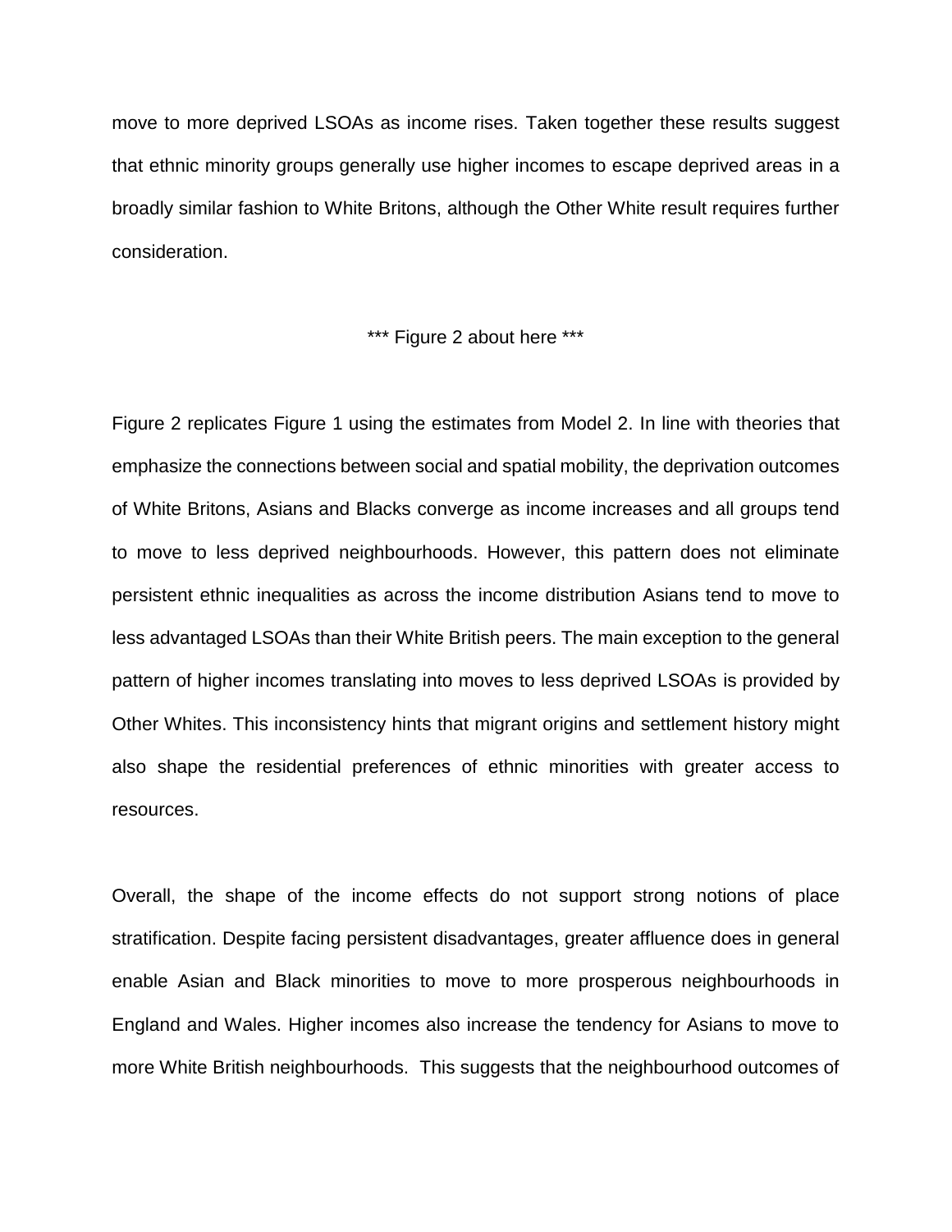move to more deprived LSOAs as income rises. Taken together these results suggest that ethnic minority groups generally use higher incomes to escape deprived areas in a broadly similar fashion to White Britons, although the Other White result requires further consideration.

*** Figure 2 about here ***

Figure 2 replicates Figure 1 using the estimates from Model 2. In line with theories that emphasize the connections between social and spatial mobility, the deprivation outcomes of White Britons, Asians and Blacks converge as income increases and all groups tend to move to less deprived neighbourhoods. However, this pattern does not eliminate persistent ethnic inequalities as across the income distribution Asians tend to move to less advantaged LSOAs than their White British peers. The main exception to the general pattern of higher incomes translating into moves to less deprived LSOAs is provided by Other Whites. This inconsistency hints that migrant origins and settlement history might also shape the residential preferences of ethnic minorities with greater access to resources.

Overall, the shape of the income effects do not support strong notions of place stratification. Despite facing persistent disadvantages, greater affluence does in general enable Asian and Black minorities to move to more prosperous neighbourhoods in England and Wales. Higher incomes also increase the tendency for Asians to move to more White British neighbourhoods. This suggests that the neighbourhood outcomes of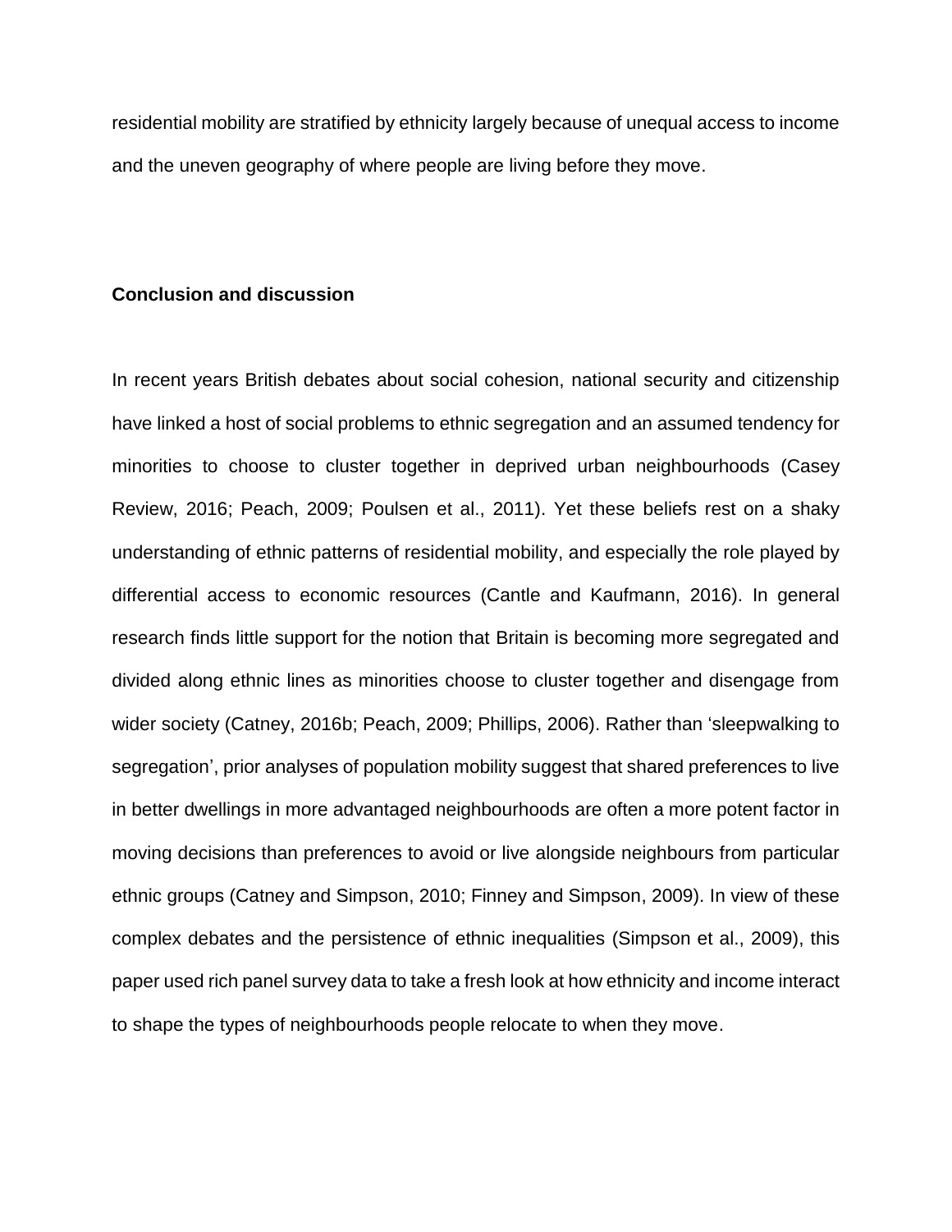residential mobility are stratified by ethnicity largely because of unequal access to income and the uneven geography of where people are living before they move.

## Conclusion and discussion

In recent years British debates about social cohesion, national security and citizenship have linked a host of social problems to ethnic segregation and an assumed tendency for minorities to choose to cluster together in deprived urban neighbourhoods (Casey Review, 2016; Peach, 2009; Poulsen et al., 2011). Yet these beliefs rest on a shaky understanding of ethnic patterns of residential mobility, and especially the role played by differential access to economic resources (Cantle and Kaufmann, 2016). In general research finds little support for the notion that Britain is becoming more segregated and divided along ethnic lines as minorities choose to cluster together and disengage from wider society (Catney, 2016b; Peach, 2009; Phillips, 2006). Rather than 'sleepwalking to segregation', prior analyses of population mobility suggest that shared preferences to live in better dwellings in more advantaged neighbourhoods are often a more potent factor in moving decisions than preferences to avoid or live alongside neighbours from particular ethnic groups (Catney and Simpson, 2010; Finney and Simpson, 2009). In view of these complex debates and the persistence of ethnic inequalities (Simpson et al., 2009), this paper used rich panel survey data to take a fresh look at how ethnicity and income interact to shape the types of neighbourhoods people relocate to when they move.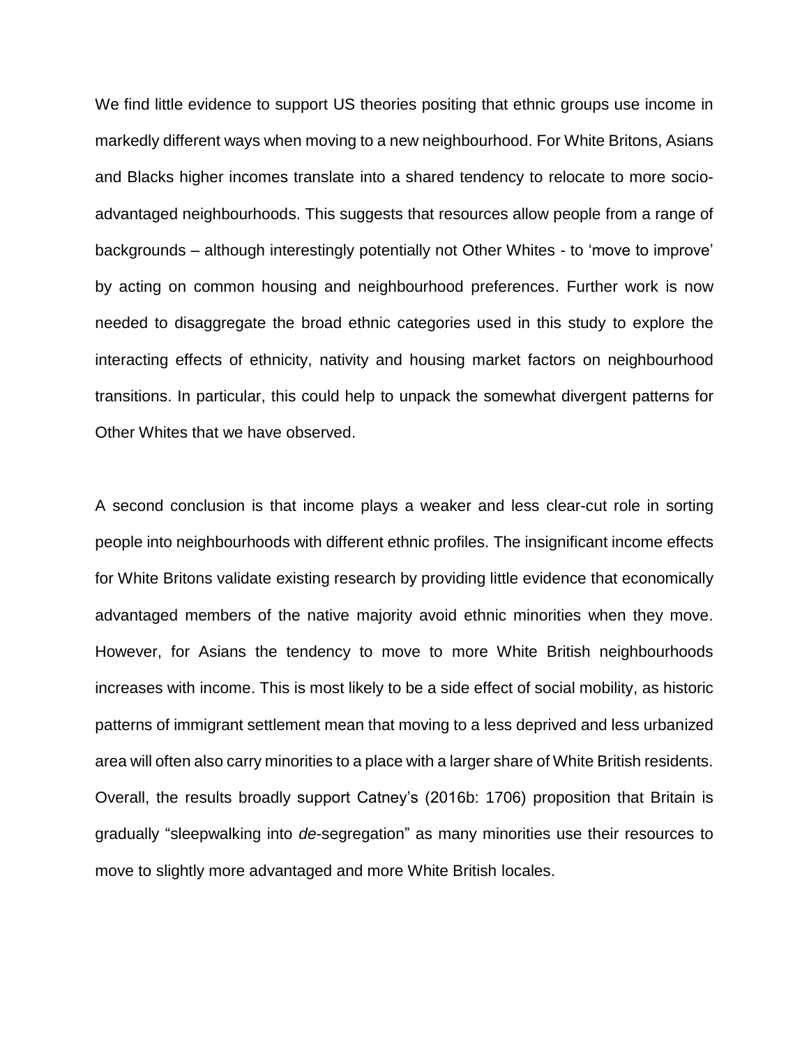We find little evidence to support US theories positing that ethnic groups use income in markedly different ways when moving to a new neighbourhood. For White Britons, Asians and Blacks higher incomes translate into a shared tendency to relocate to more socio-advantaged neighbourhoods. This suggests that resources allow people from a range of backgrounds – although interestingly potentially not Other Whites - to 'move to improve' by acting on common housing and neighbourhood preferences. Further work is now needed to disaggregate the broad ethnic categories used in this study to explore the interacting effects of ethnicity, nativity and housing market factors on neighbourhood transitions. In particular, this could help to unpack the somewhat divergent patterns for Other Whites that we have observed.

A second conclusion is that income plays a weaker and less clear-cut role in sorting people into neighbourhoods with different ethnic profiles. The insignificant income effects for White Britons validate existing research by providing little evidence that economically advantaged members of the native majority avoid ethnic minorities when they move. However, for Asians the tendency to move to more White British neighbourhoods increases with income. This is most likely to be a side effect of social mobility, as historic patterns of immigrant settlement mean that moving to a less deprived and less urbanized area will often also carry minorities to a place with a larger share of White British residents. Overall, the results broadly support Catney's (2016b: 1706) proposition that Britain is gradually "sleepwalking into *de*-segregation" as many minorities use their resources to move to slightly more advantaged and more White British locales.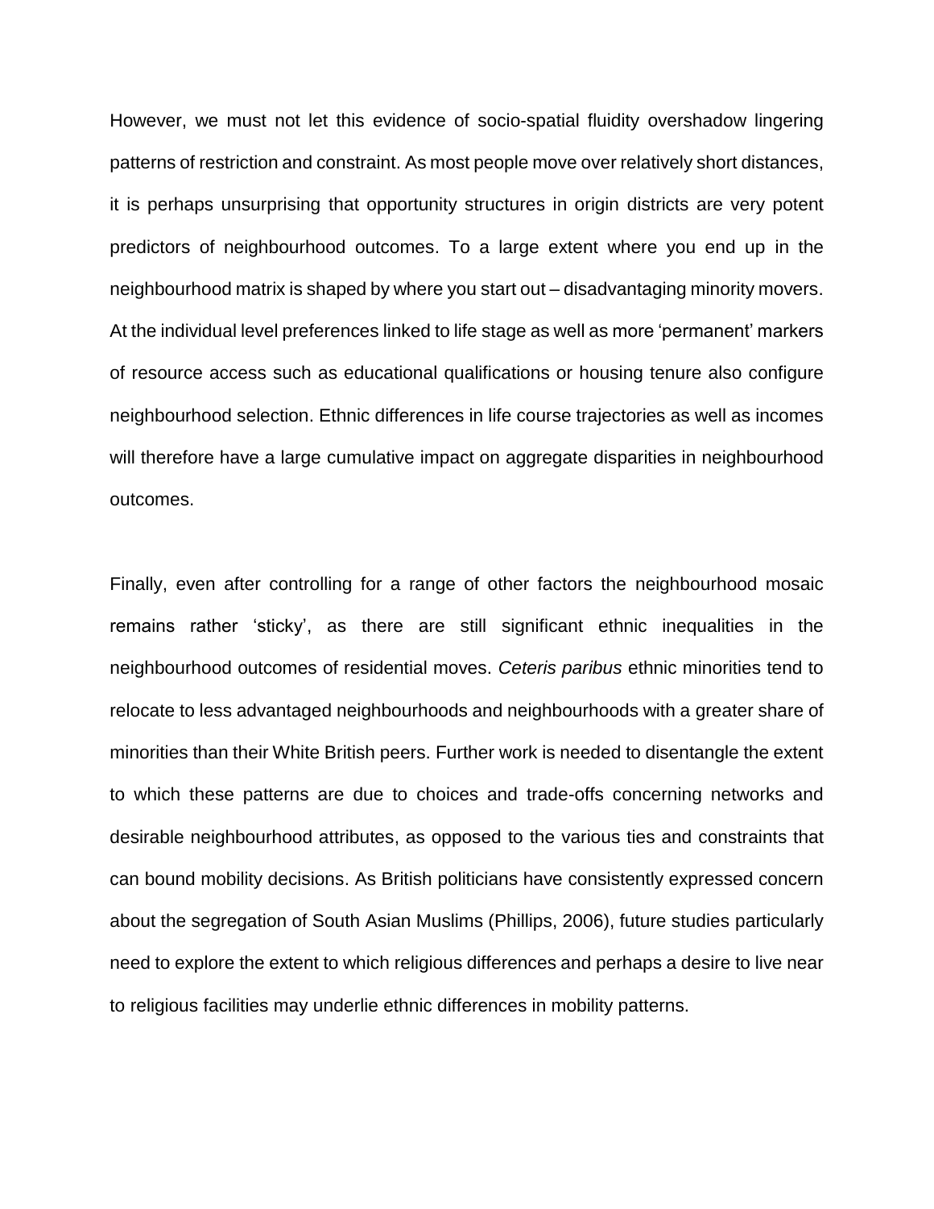However, we must not let this evidence of socio-spatial fluidity overshadow lingering patterns of restriction and constraint. As most people move over relatively short distances, it is perhaps unsurprising that opportunity structures in origin districts are very potent predictors of neighbourhood outcomes. To a large extent where you end up in the neighbourhood matrix is shaped by where you start out – disadvantaging minority movers. At the individual level preferences linked to life stage as well as more 'permanent' markers of resource access such as educational qualifications or housing tenure also configure neighbourhood selection. Ethnic differences in life course trajectories as well as incomes will therefore have a large cumulative impact on aggregate disparities in neighbourhood outcomes.

Finally, even after controlling for a range of other factors the neighbourhood mosaic remains rather 'sticky', as there are still significant ethnic inequalities in the neighbourhood outcomes of residential moves. *Ceteris paribus* ethnic minorities tend to relocate to less advantaged neighbourhoods and neighbourhoods with a greater share of minorities than their White British peers. Further work is needed to disentangle the extent to which these patterns are due to choices and trade-offs concerning networks and desirable neighbourhood attributes, as opposed to the various ties and constraints that can bound mobility decisions. As British politicians have consistently expressed concern about the segregation of South Asian Muslims (Phillips, 2006), future studies particularly need to explore the extent to which religious differences and perhaps a desire to live near to religious facilities may underlie ethnic differences in mobility patterns.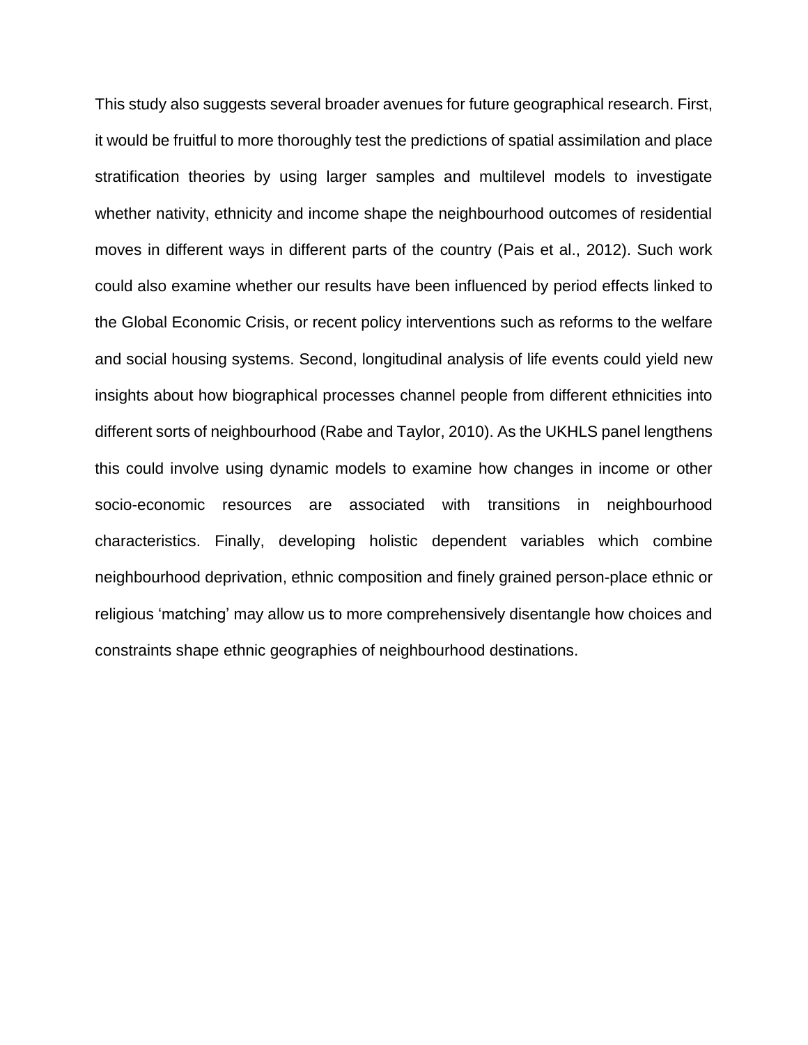This study also suggests several broader avenues for future geographical research. First, it would be fruitful to more thoroughly test the predictions of spatial assimilation and place stratification theories by using larger samples and multilevel models to investigate whether nativity, ethnicity and income shape the neighbourhood outcomes of residential moves in different ways in different parts of the country (Pais et al., 2012). Such work could also examine whether our results have been influenced by period effects linked to the Global Economic Crisis, or recent policy interventions such as reforms to the welfare and social housing systems. Second, longitudinal analysis of life events could yield new insights about how biographical processes channel people from different ethnicities into different sorts of neighbourhood (Rabe and Taylor, 2010). As the UKHLS panel lengthens this could involve using dynamic models to examine how changes in income or other socio-economic resources are associated with transitions in neighbourhood characteristics. Finally, developing holistic dependent variables which combine neighbourhood deprivation, ethnic composition and finely grained person-place ethnic or religious 'matching' may allow us to more comprehensively disentangle how choices and constraints shape ethnic geographies of neighbourhood destinations.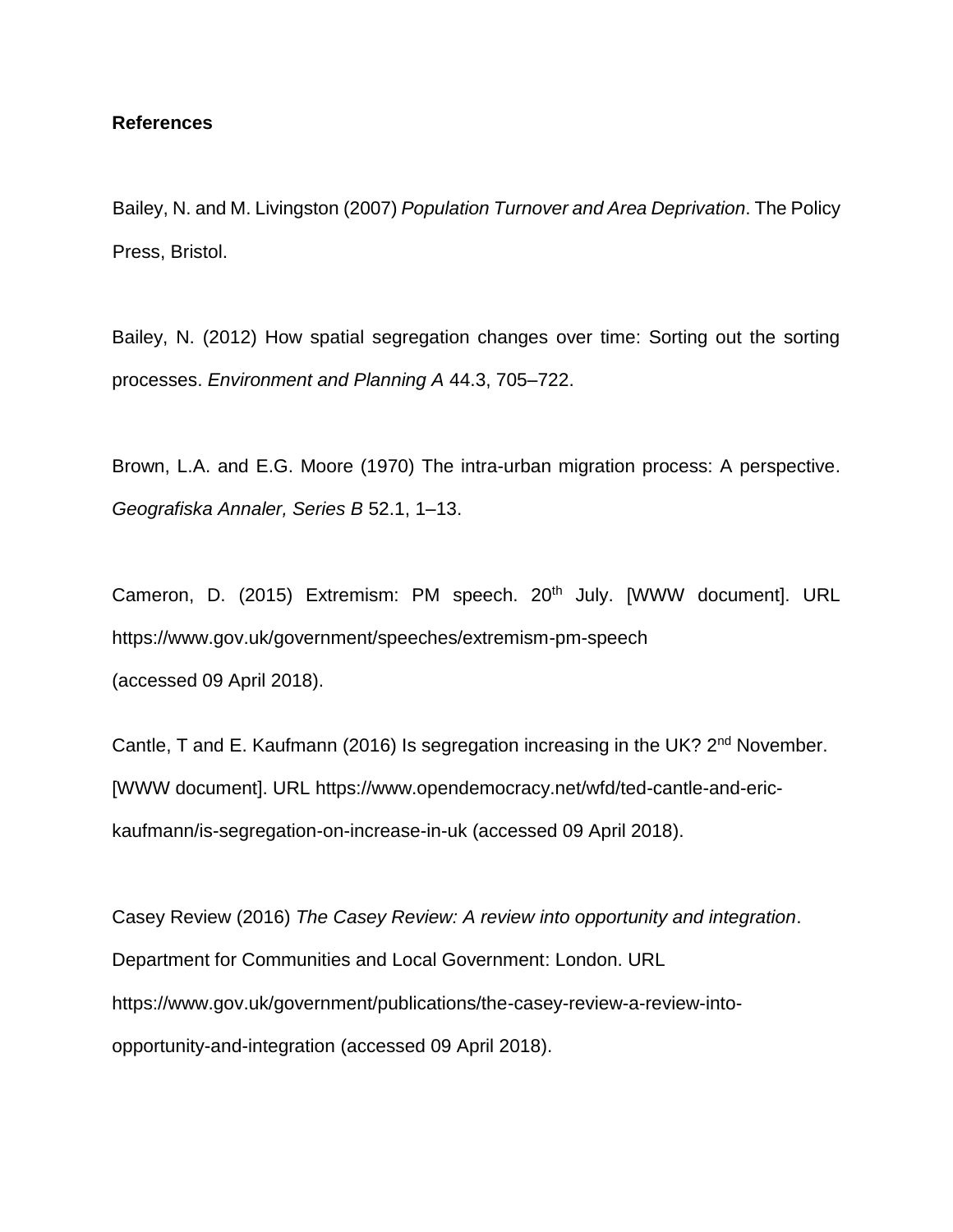**References**

Bailey, N. and M. Livingston (2007) *Population Turnover and Area Deprivation*. The Policy Press, Bristol.

Bailey, N. (2012) How spatial segregation changes over time: Sorting out the sorting processes. *Environment and Planning A* 44.3, 705–722.

Brown, L.A. and E.G. Moore (1970) The intra-urban migration process: A perspective. *Geografiska Annaler, Series B* 52.1, 1–13.

Cameron, D. (2015) Extremism: PM speech. 20th July. [WWW document]. URL https://www.gov.uk/government/speeches/extremism-pm-speech (accessed 09 April 2018).

Cantle, T and E. Kaufmann (2016) Is segregation increasing in the UK? 2nd November. [WWW document]. URL https://www.opendemocracy.net/wfd/ted-cantle-and-eric-kaufmann/is-segregation-on-increase-in-uk (accessed 09 April 2018).

Casey Review (2016) *The Casey Review: A review into opportunity and integration*. Department for Communities and Local Government: London. URL https://www.gov.uk/government/publications/the-casey-review-a-review-into-opportunity-and-integration (accessed 09 April 2018).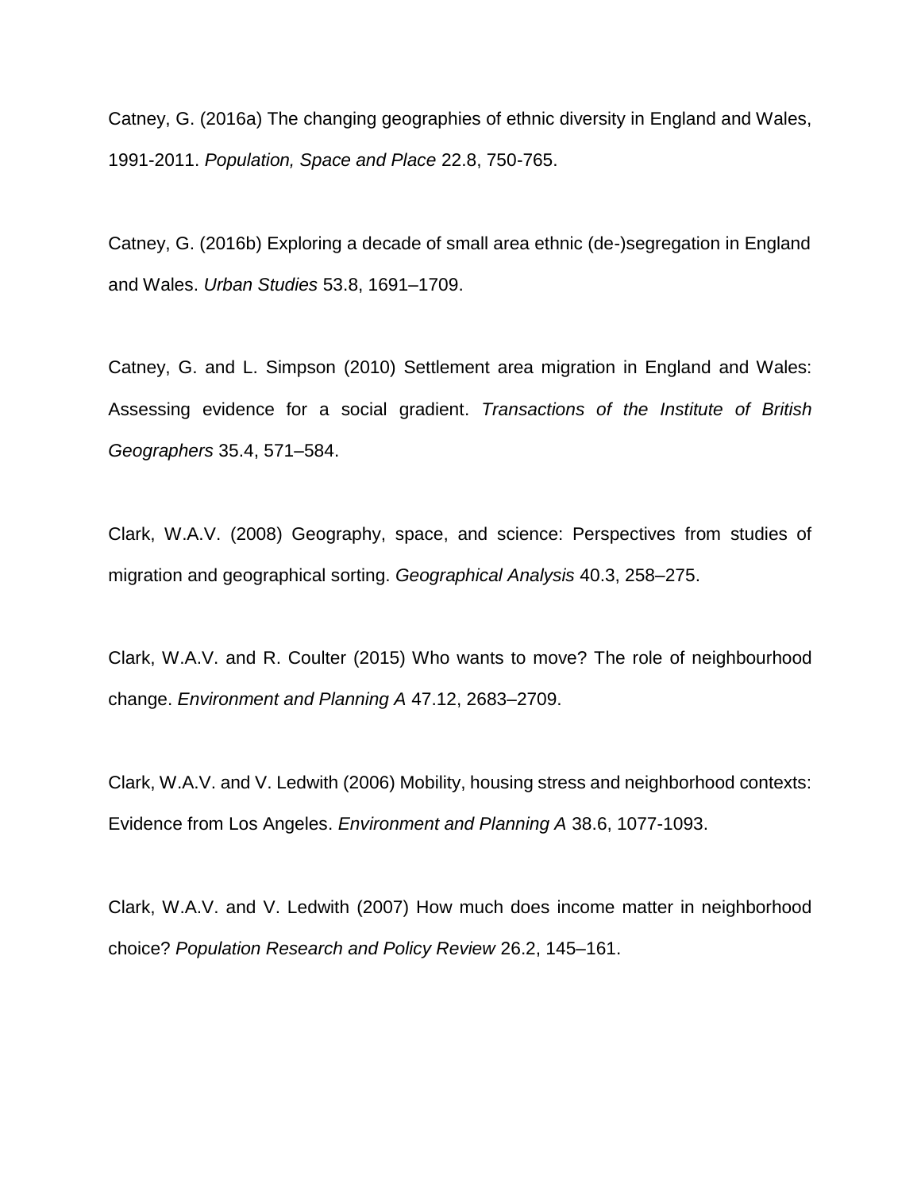Catney, G. (2016a) The changing geographies of ethnic diversity in England and Wales, 1991-2011. *Population, Space and Place* 22.8, 750-765.

Catney, G. (2016b) Exploring a decade of small area ethnic (de-)segregation in England and Wales. *Urban Studies* 53.8, 1691–1709.

Catney, G. and L. Simpson (2010) Settlement area migration in England and Wales: Assessing evidence for a social gradient. *Transactions of the Institute of British Geographers* 35.4, 571–584.

Clark, W.A.V. (2008) Geography, space, and science: Perspectives from studies of migration and geographical sorting. *Geographical Analysis* 40.3, 258–275.

Clark, W.A.V. and R. Coulter (2015) Who wants to move? The role of neighbourhood change. *Environment and Planning A* 47.12, 2683–2709.

Clark, W.A.V. and V. Ledwith (2006) Mobility, housing stress and neighborhood contexts: Evidence from Los Angeles. *Environment and Planning A* 38.6, 1077-1093.

Clark, W.A.V. and V. Ledwith (2007) How much does income matter in neighborhood choice? *Population Research and Policy Review* 26.2, 145–161.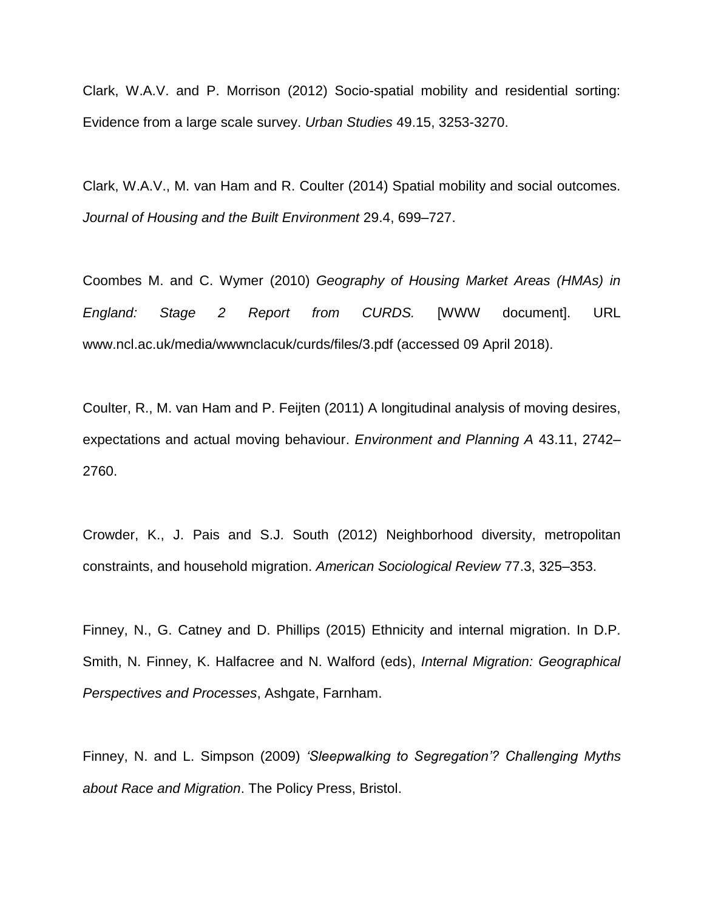Clark, W.A.V. and P. Morrison (2012) Socio-spatial mobility and residential sorting: Evidence from a large scale survey. *Urban Studies* 49.15, 3253-3270.

Clark, W.A.V., M. van Ham and R. Coulter (2014) Spatial mobility and social outcomes. *Journal of Housing and the Built Environment* 29.4, 699–727.

Coombes M. and C. Wymer (2010) *Geography of Housing Market Areas (HMAs) in England: Stage 2 Report from CURDS.* [WWW document]. URL www.ncl.ac.uk/media/wwwnclacuk/curds/files/3.pdf (accessed 09 April 2018).

Coulter, R., M. van Ham and P. Feijten (2011) A longitudinal analysis of moving desires, expectations and actual moving behaviour. *Environment and Planning A* 43.11, 2742–2760.

Crowder, K., J. Pais and S.J. South (2012) Neighborhood diversity, metropolitan constraints, and household migration. *American Sociological Review* 77.3, 325–353.

Finney, N., G. Catney and D. Phillips (2015) Ethnicity and internal migration. In D.P. Smith, N. Finney, K. Halfacree and N. Walford (eds), *Internal Migration: Geographical Perspectives and Processes*, Ashgate, Farnham.

Finney, N. and L. Simpson (2009) *'Sleepwalking to Segregation'? Challenging Myths about Race and Migration*. The Policy Press, Bristol.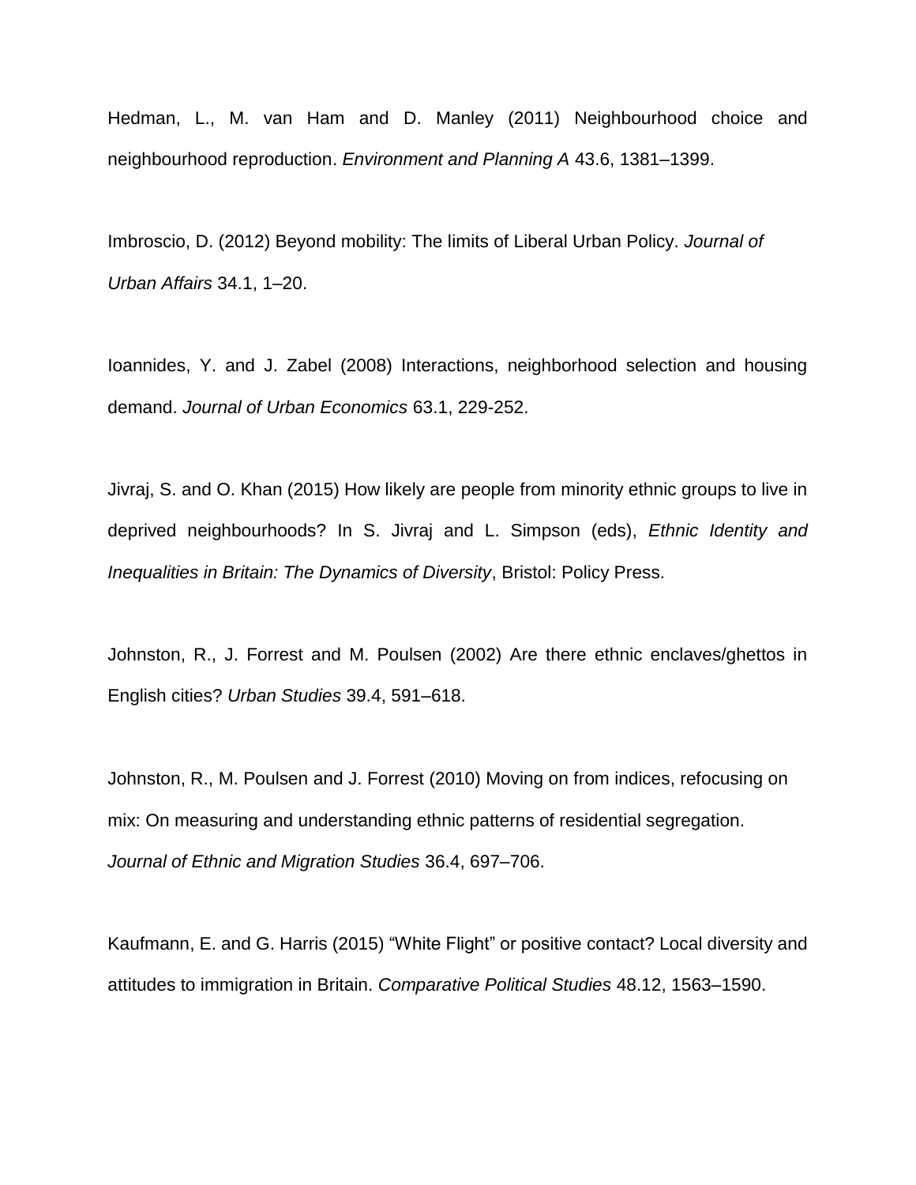Hedman, L., M. van Ham and D. Manley (2011) Neighbourhood choice and neighbourhood reproduction. *Environment and Planning A* 43.6, 1381–1399.

Imbroscio, D. (2012) Beyond mobility: The limits of Liberal Urban Policy. *Journal of Urban Affairs* 34.1, 1–20.

Ioannides, Y. and J. Zabel (2008) Interactions, neighborhood selection and housing demand. *Journal of Urban Economics* 63.1, 229-252.

Jivraj, S. and O. Khan (2015) How likely are people from minority ethnic groups to live in deprived neighbourhoods? In S. Jivraj and L. Simpson (eds), *Ethnic Identity and Inequalities in Britain: The Dynamics of Diversity*, Bristol: Policy Press.

Johnston, R., J. Forrest and M. Poulsen (2002) Are there ethnic enclaves/ghettos in English cities? *Urban Studies* 39.4, 591–618.

Johnston, R., M. Poulsen and J. Forrest (2010) Moving on from indices, refocusing on mix: On measuring and understanding ethnic patterns of residential segregation. *Journal of Ethnic and Migration Studies* 36.4, 697–706.

Kaufmann, E. and G. Harris (2015) "White Flight" or positive contact? Local diversity and attitudes to immigration in Britain. *Comparative Political Studies* 48.12, 1563–1590.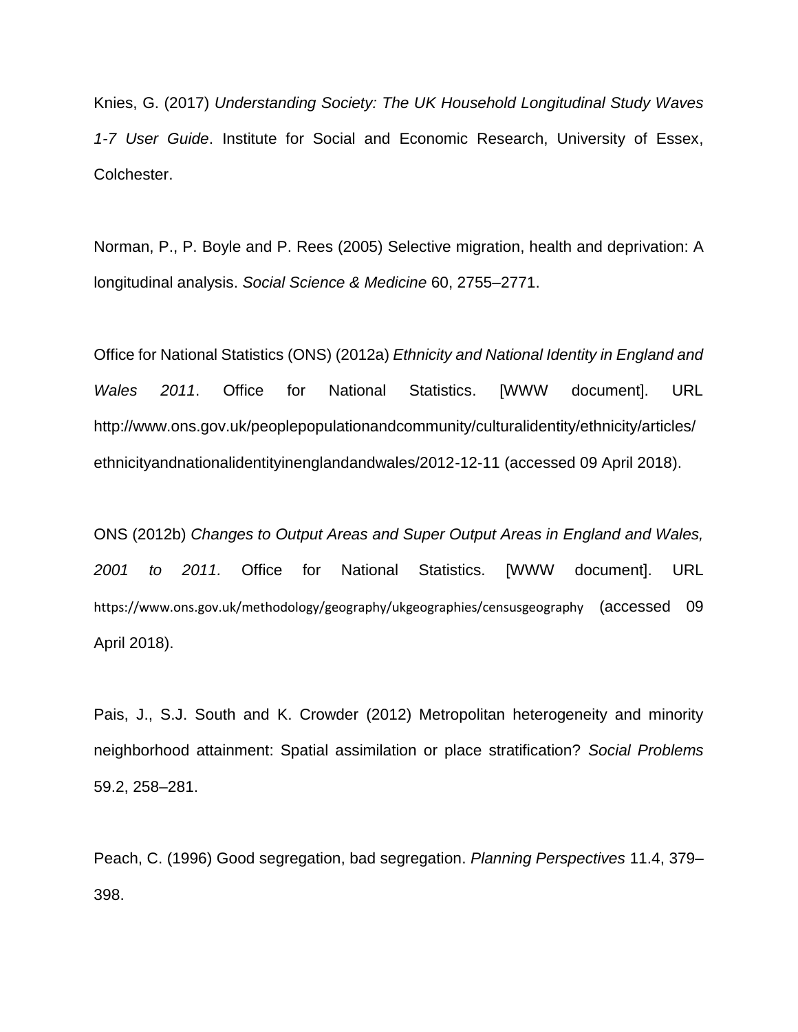Knies, G. (2017) *Understanding Society: The UK Household Longitudinal Study Waves 1-7 User Guide*. Institute for Social and Economic Research, University of Essex, Colchester.

Norman, P., P. Boyle and P. Rees (2005) Selective migration, health and deprivation: A longitudinal analysis. *Social Science & Medicine* 60, 2755–2771.

Office for National Statistics (ONS) (2012a) *Ethnicity and National Identity in England and Wales 2011*. Office for National Statistics. [WWW document]. URL http://www.ons.gov.uk/peoplepopulationandcommunity/culturalidentity/ethnicity/articles/ethnicityandnationalidentityinenglandandwales/2012-12-11 (accessed 09 April 2018).

ONS (2012b) *Changes to Output Areas and Super Output Areas in England and Wales, 2001 to 2011.* Office for National Statistics. [WWW document]. URL https://www.ons.gov.uk/methodology/geography/ukgeographies/censusgeography (accessed 09 April 2018).

Pais, J., S.J. South and K. Crowder (2012) Metropolitan heterogeneity and minority neighborhood attainment: Spatial assimilation or place stratification? *Social Problems* 59.2, 258–281.

Peach, C. (1996) Good segregation, bad segregation. *Planning Perspectives* 11.4, 379–398.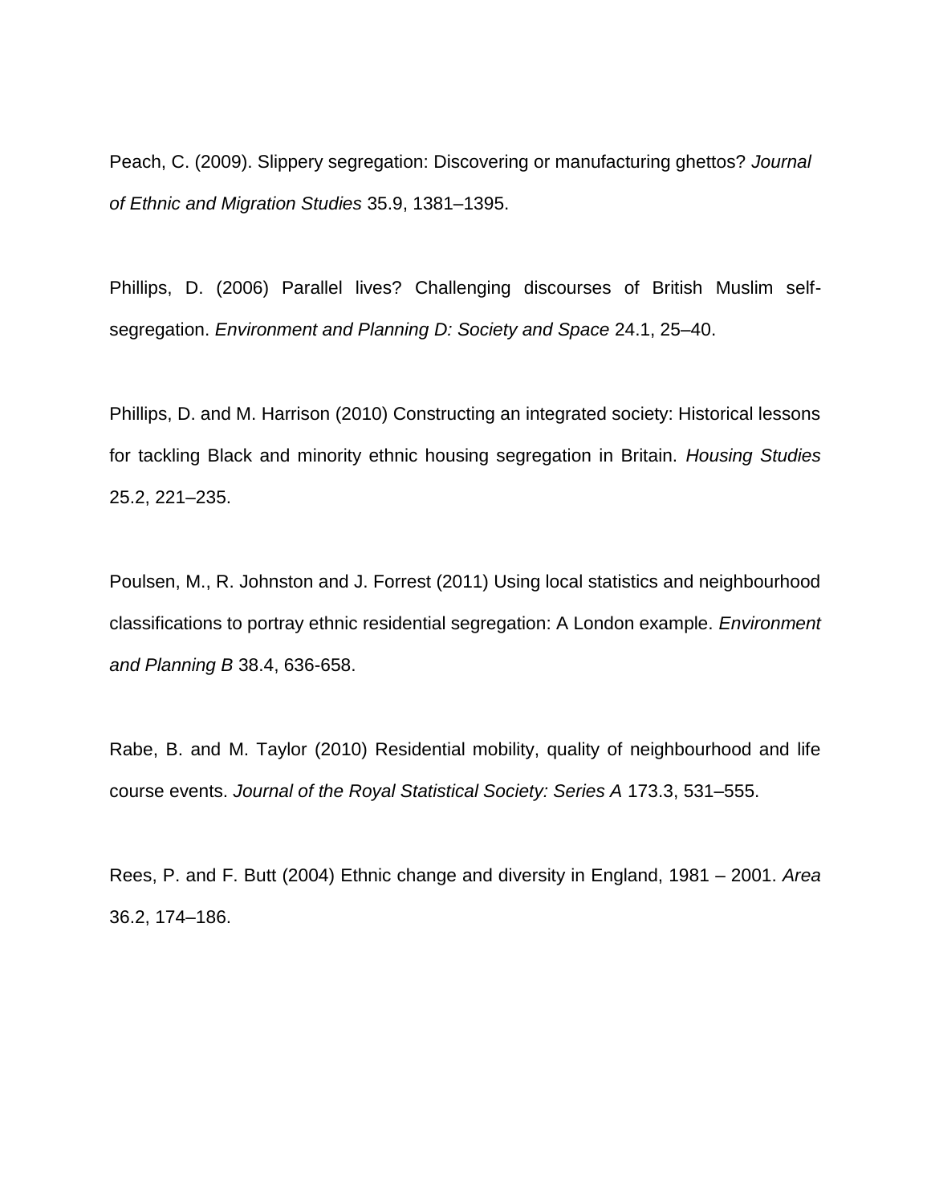Peach, C. (2009). Slippery segregation: Discovering or manufacturing ghettos? *Journal of Ethnic and Migration Studies* 35.9, 1381–1395.

Phillips, D. (2006) Parallel lives? Challenging discourses of British Muslim self-segregation. *Environment and Planning D: Society and Space* 24.1, 25–40.

Phillips, D. and M. Harrison (2010) Constructing an integrated society: Historical lessons for tackling Black and minority ethnic housing segregation in Britain. *Housing Studies* 25.2, 221–235.

Poulsen, M., R. Johnston and J. Forrest (2011) Using local statistics and neighbourhood classifications to portray ethnic residential segregation: A London example. *Environment and Planning B* 38.4, 636-658.

Rabe, B. and M. Taylor (2010) Residential mobility, quality of neighbourhood and life course events. *Journal of the Royal Statistical Society: Series A* 173.3, 531–555.

Rees, P. and F. Butt (2004) Ethnic change and diversity in England, 1981 – 2001. *Area* 36.2, 174–186.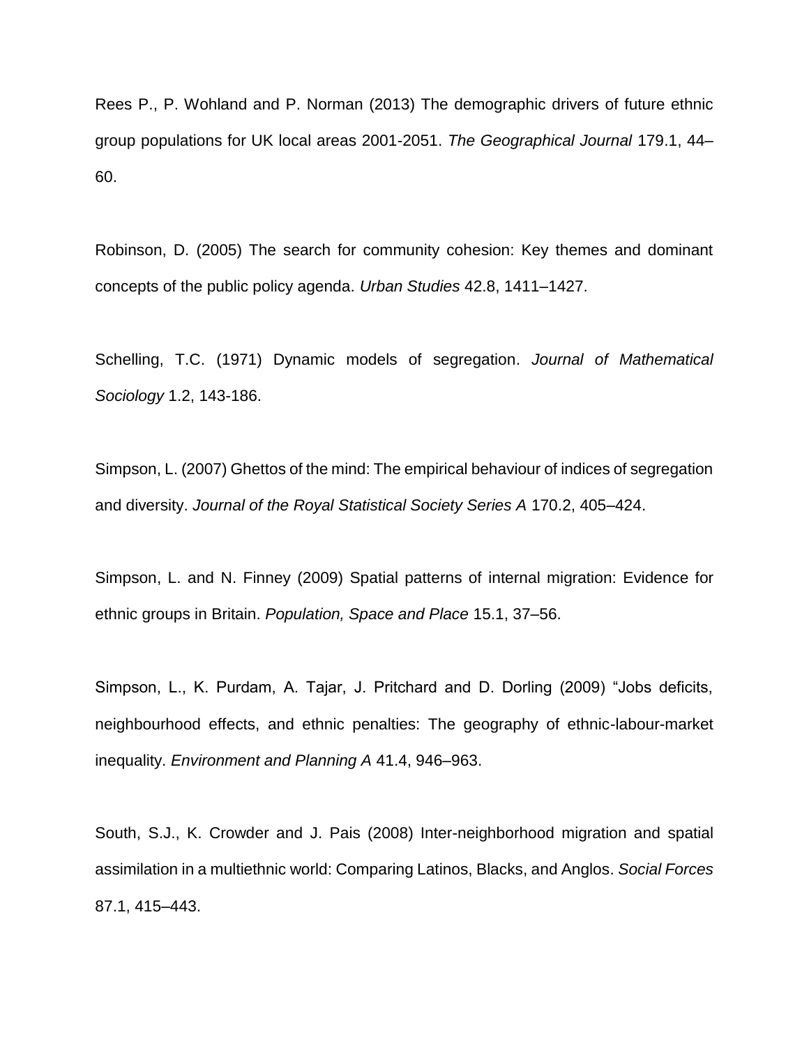Rees P., P. Wohland and P. Norman (2013) The demographic drivers of future ethnic group populations for UK local areas 2001-2051. *The Geographical Journal* 179.1, 44–60.

Robinson, D. (2005) The search for community cohesion: Key themes and dominant concepts of the public policy agenda. *Urban Studies* 42.8, 1411–1427.

Schelling, T.C. (1971) Dynamic models of segregation. *Journal of Mathematical Sociology* 1.2, 143-186.

Simpson, L. (2007) Ghettos of the mind: The empirical behaviour of indices of segregation and diversity. *Journal of the Royal Statistical Society Series A* 170.2, 405–424.

Simpson, L. and N. Finney (2009) Spatial patterns of internal migration: Evidence for ethnic groups in Britain. *Population, Space and Place* 15.1, 37–56.

Simpson, L., K. Purdam, A. Tajar, J. Pritchard and D. Dorling (2009) "Jobs deficits, neighbourhood effects, and ethnic penalties: The geography of ethnic-labour-market inequality. *Environment and Planning A* 41.4, 946–963.

South, S.J., K. Crowder and J. Pais (2008) Inter-neighborhood migration and spatial assimilation in a multiethnic world: Comparing Latinos, Blacks, and Anglos. *Social Forces* 87.1, 415–443.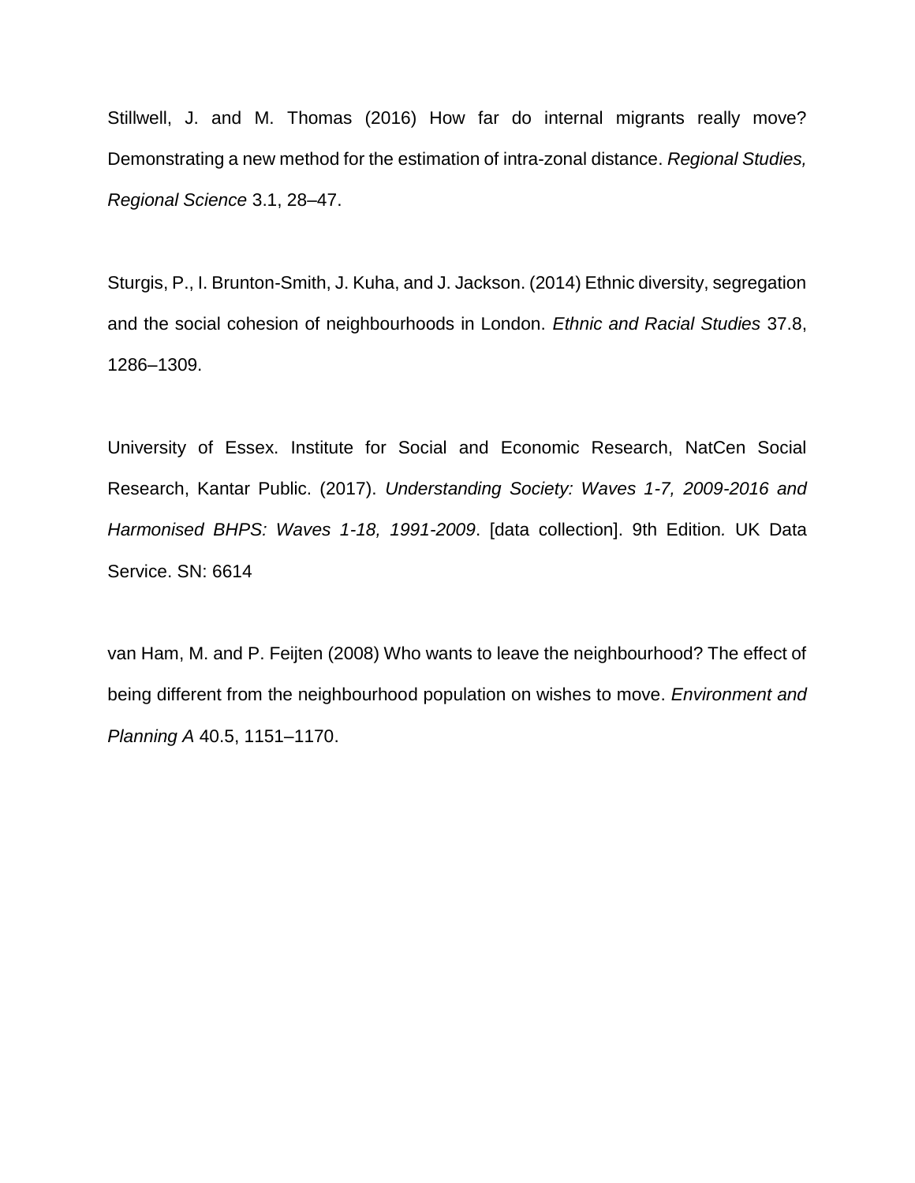Stillwell, J. and M. Thomas (2016) How far do internal migrants really move? Demonstrating a new method for the estimation of intra-zonal distance. *Regional Studies, Regional Science* 3.1, 28–47.

Sturgis, P., I. Brunton-Smith, J. Kuha, and J. Jackson. (2014) Ethnic diversity, segregation and the social cohesion of neighbourhoods in London. *Ethnic and Racial Studies* 37.8, 1286–1309.

University of Essex. Institute for Social and Economic Research, NatCen Social Research, Kantar Public. (2017). *Understanding Society: Waves 1-7, 2009-2016 and Harmonised BHPS: Waves 1-18, 1991-2009*. [data collection]. 9th Edition*.* UK Data Service. SN: 6614

van Ham, M. and P. Feijten (2008) Who wants to leave the neighbourhood? The effect of being different from the neighbourhood population on wishes to move. *Environment and Planning A* 40.5, 1151–1170.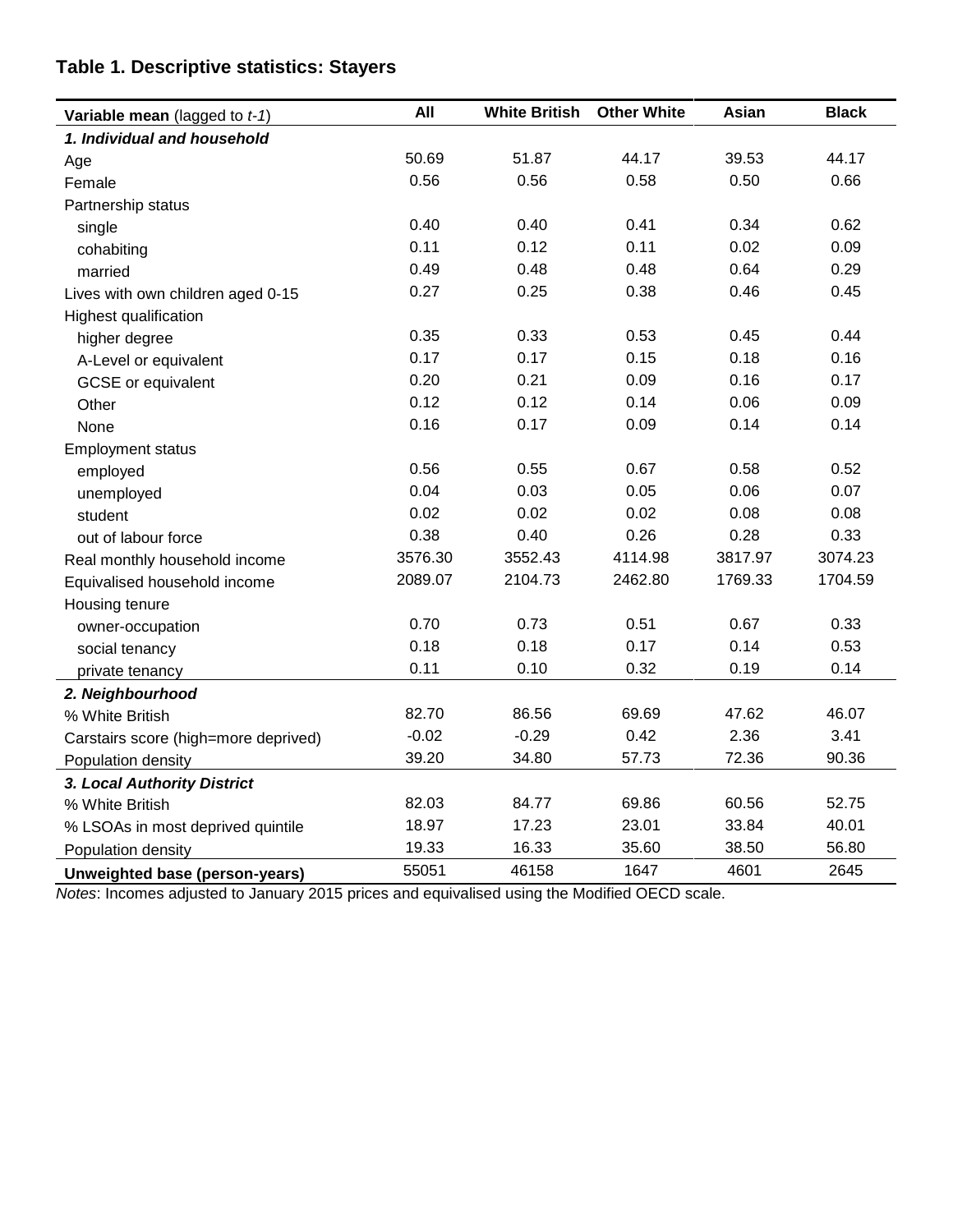## Table 1. Descriptive statistics: Stayers

| **Variable mean** (lagged to *t-1*) | **All** | **White British** | **Other White** | **Asian** | **Black** |
|---|---|---|---|---|---|
| ***1. Individual and household*** | | | | | |
| Age | 50.69 | 51.87 | 44.17 | 39.53 | 44.17 |
| Female | 0.56 | 0.56 | 0.58 | 0.50 | 0.66 |
| Partnership status | | | | | |
| single | 0.40 | 0.40 | 0.41 | 0.34 | 0.62 |
| cohabiting | 0.11 | 0.12 | 0.11 | 0.02 | 0.09 |
| married | 0.49 | 0.48 | 0.48 | 0.64 | 0.29 |
| Lives with own children aged 0-15 | 0.27 | 0.25 | 0.38 | 0.46 | 0.45 |
| Highest qualification | | | | | |
| higher degree | 0.35 | 0.33 | 0.53 | 0.45 | 0.44 |
| A-Level or equivalent | 0.17 | 0.17 | 0.15 | 0.18 | 0.16 |
| GCSE or equivalent | 0.20 | 0.21 | 0.09 | 0.16 | 0.17 |
| Other | 0.12 | 0.12 | 0.14 | 0.06 | 0.09 |
| None | 0.16 | 0.17 | 0.09 | 0.14 | 0.14 |
| Employment status | | | | | |
| employed | 0.56 | 0.55 | 0.67 | 0.58 | 0.52 |
| unemployed | 0.04 | 0.03 | 0.05 | 0.06 | 0.07 |
| student | 0.02 | 0.02 | 0.02 | 0.08 | 0.08 |
| out of labour force | 0.38 | 0.40 | 0.26 | 0.28 | 0.33 |
| Real monthly household income | 3576.30 | 3552.43 | 4114.98 | 3817.97 | 3074.23 |
| Equivalised household income | 2089.07 | 2104.73 | 2462.80 | 1769.33 | 1704.59 |
| Housing tenure | | | | | |
| owner-occupation | 0.70 | 0.73 | 0.51 | 0.67 | 0.33 |
| social tenancy | 0.18 | 0.18 | 0.17 | 0.14 | 0.53 |
| private tenancy | 0.11 | 0.10 | 0.32 | 0.19 | 0.14 |
| ***2. Neighbourhood*** | | | | | |
| % White British | 82.70 | 86.56 | 69.69 | 47.62 | 46.07 |
| Carstairs score (high=more deprived) | -0.02 | -0.29 | 0.42 | 2.36 | 3.41 |
| Population density | 39.20 | 34.80 | 57.73 | 72.36 | 90.36 |
| ***3. Local Authority District*** | | | | | |
| % White British | 82.03 | 84.77 | 69.86 | 60.56 | 52.75 |
| % LSOAs in most deprived quintile | 18.97 | 17.23 | 23.01 | 33.84 | 40.01 |
| Population density | 19.33 | 16.33 | 35.60 | 38.50 | 56.80 |
| **Unweighted base (person-years)** | 55051 | 46158 | 1647 | 4601 | 2645 |

*Notes*: Incomes adjusted to January 2015 prices and equivalised using the Modified OECD scale.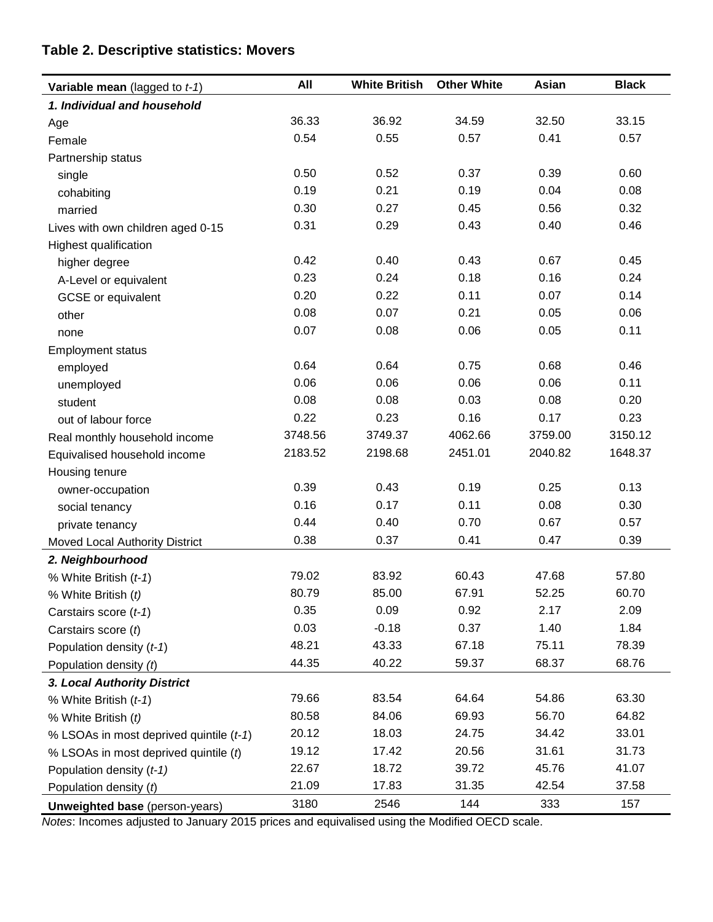## Table 2. Descriptive statistics: Movers

| **Variable mean** (lagged to *t-1*) | All | White British | Other White | Asian | Black |
|---|---|---|---|---|---|
| ***1. Individual and household*** | | | | | |
| Age | 36.33 | 36.92 | 34.59 | 32.50 | 33.15 |
| Female | 0.54 | 0.55 | 0.57 | 0.41 | 0.57 |
| Partnership status | | | | | |
| single | 0.50 | 0.52 | 0.37 | 0.39 | 0.60 |
| cohabiting | 0.19 | 0.21 | 0.19 | 0.04 | 0.08 |
| married | 0.30 | 0.27 | 0.45 | 0.56 | 0.32 |
| Lives with own children aged 0-15 | 0.31 | 0.29 | 0.43 | 0.40 | 0.46 |
| Highest qualification | | | | | |
| higher degree | 0.42 | 0.40 | 0.43 | 0.67 | 0.45 |
| A-Level or equivalent | 0.23 | 0.24 | 0.18 | 0.16 | 0.24 |
| GCSE or equivalent | 0.20 | 0.22 | 0.11 | 0.07 | 0.14 |
| other | 0.08 | 0.07 | 0.21 | 0.05 | 0.06 |
| none | 0.07 | 0.08 | 0.06 | 0.05 | 0.11 |
| Employment status | | | | | |
| employed | 0.64 | 0.64 | 0.75 | 0.68 | 0.46 |
| unemployed | 0.06 | 0.06 | 0.06 | 0.06 | 0.11 |
| student | 0.08 | 0.08 | 0.03 | 0.08 | 0.20 |
| out of labour force | 0.22 | 0.23 | 0.16 | 0.17 | 0.23 |
| Real monthly household income | 3748.56 | 3749.37 | 4062.66 | 3759.00 | 3150.12 |
| Equivalised household income | 2183.52 | 2198.68 | 2451.01 | 2040.82 | 1648.37 |
| Housing tenure | | | | | |
| owner-occupation | 0.39 | 0.43 | 0.19 | 0.25 | 0.13 |
| social tenancy | 0.16 | 0.17 | 0.11 | 0.08 | 0.30 |
| private tenancy | 0.44 | 0.40 | 0.70 | 0.67 | 0.57 |
| Moved Local Authority District | 0.38 | 0.37 | 0.41 | 0.47 | 0.39 |
| ***2. Neighbourhood*** | | | | | |
| % White British (*t-1*) | 79.02 | 83.92 | 60.43 | 47.68 | 57.80 |
| % White British (*t*) | 80.79 | 85.00 | 67.91 | 52.25 | 60.70 |
| Carstairs score (*t-1*) | 0.35 | 0.09 | 0.92 | 2.17 | 2.09 |
| Carstairs score (*t*) | 0.03 | -0.18 | 0.37 | 1.40 | 1.84 |
| Population density (*t-1*) | 48.21 | 43.33 | 67.18 | 75.11 | 78.39 |
| Population density (*t*) | 44.35 | 40.22 | 59.37 | 68.37 | 68.76 |
| ***3. Local Authority District*** | | | | | |
| % White British (*t-1*) | 79.66 | 83.54 | 64.64 | 54.86 | 63.30 |
| % White British (*t*) | 80.58 | 84.06 | 69.93 | 56.70 | 64.82 |
| % LSOAs in most deprived quintile (*t-1*) | 20.12 | 18.03 | 24.75 | 34.42 | 33.01 |
| % LSOAs in most deprived quintile (*t*) | 19.12 | 17.42 | 20.56 | 31.61 | 31.73 |
| Population density (*t-1*) | 22.67 | 18.72 | 39.72 | 45.76 | 41.07 |
| Population density (*t*) | 21.09 | 17.83 | 31.35 | 42.54 | 37.58 |
| **Unweighted base** (person-years) | 3180 | 2546 | 144 | 333 | 157 |

*Notes*: Incomes adjusted to January 2015 prices and equivalised using the Modified OECD scale.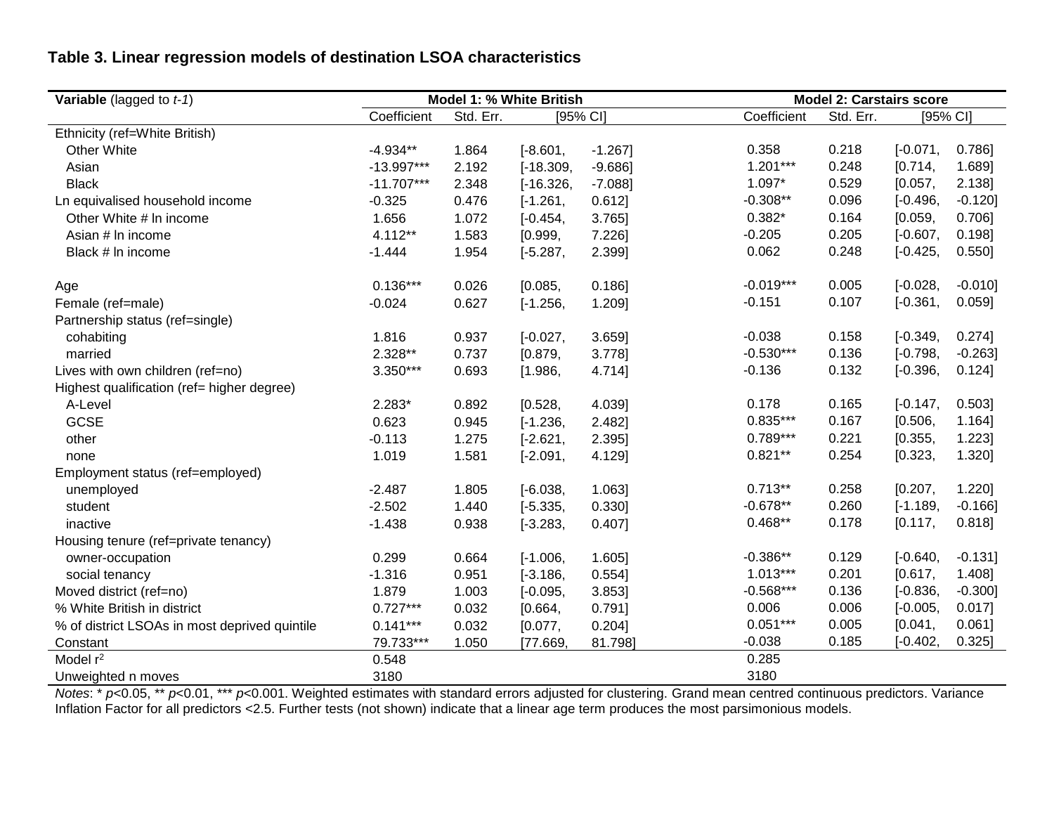### Table 3. Linear regression models of destination LSOA characteristics

| **Variable** (lagged to *t-1*) | **Model 1: % White British** | | | | **Model 2: Carstairs score** | | | |
|---|---|---|---|---|---|---|---|---|
| | Coefficient | Std. Err. | [95% CI] | | Coefficient | Std. Err. | [95% CI] | |
| Ethnicity (ref=White British) | | | | | | | | |
| Other White | -4.934** | 1.864 | [-8.601, | -1.267] | 0.358 | 0.218 | [-0.071, | 0.786] |
| Asian | -13.997*** | 2.192 | [-18.309, | -9.686] | 1.201*** | 0.248 | [0.714, | 1.689] |
| Black | -11.707*** | 2.348 | [-16.326, | -7.088] | 1.097* | 0.529 | [0.057, | 2.138] |
| Ln equivalised household income | -0.325 | 0.476 | [-1.261, | 0.612] | -0.308** | 0.096 | [-0.496, | -0.120] |
| Other White # ln income | 1.656 | 1.072 | [-0.454, | 3.765] | 0.382* | 0.164 | [0.059, | 0.706] |
| Asian # ln income | 4.112** | 1.583 | [0.999, | 7.226] | -0.205 | 0.205 | [-0.607, | 0.198] |
| Black # ln income | -1.444 | 1.954 | [-5.287, | 2.399] | 0.062 | 0.248 | [-0.425, | 0.550] |
| Age | 0.136*** | 0.026 | [0.085, | 0.186] | -0.019*** | 0.005 | [-0.028, | -0.010] |
| Female (ref=male) | -0.024 | 0.627 | [-1.256, | 1.209] | -0.151 | 0.107 | [-0.361, | 0.059] |
| Partnership status (ref=single) | | | | | | | | |
| cohabiting | 1.816 | 0.937 | [-0.027, | 3.659] | -0.038 | 0.158 | [-0.349, | 0.274] |
| married | 2.328** | 0.737 | [0.879, | 3.778] | -0.530*** | 0.136 | [-0.798, | -0.263] |
| Lives with own children (ref=no) | 3.350*** | 0.693 | [1.986, | 4.714] | -0.136 | 0.132 | [-0.396, | 0.124] |
| Highest qualification (ref= higher degree) | | | | | | | | |
| A-Level | 2.283* | 0.892 | [0.528, | 4.039] | 0.178 | 0.165 | [-0.147, | 0.503] |
| GCSE | 0.623 | 0.945 | [-1.236, | 2.482] | 0.835*** | 0.167 | [0.506, | 1.164] |
| other | -0.113 | 1.275 | [-2.621, | 2.395] | 0.789*** | 0.221 | [0.355, | 1.223] |
| none | 1.019 | 1.581 | [-2.091, | 4.129] | 0.821** | 0.254 | [0.323, | 1.320] |
| Employment status (ref=employed) | | | | | | | | |
| unemployed | -2.487 | 1.805 | [-6.038, | 1.063] | 0.713** | 0.258 | [0.207, | 1.220] |
| student | -2.502 | 1.440 | [-5.335, | 0.330] | -0.678** | 0.260 | [-1.189, | -0.166] |
| inactive | -1.438 | 0.938 | [-3.283, | 0.407] | 0.468** | 0.178 | [0.117, | 0.818] |
| Housing tenure (ref=private tenancy) | | | | | | | | |
| owner-occupation | 0.299 | 0.664 | [-1.006, | 1.605] | -0.386** | 0.129 | [-0.640, | -0.131] |
| social tenancy | -1.316 | 0.951 | [-3.186, | 0.554] | 1.013*** | 0.201 | [0.617, | 1.408] |
| Moved district (ref=no) | 1.879 | 1.003 | [-0.095, | 3.853] | -0.568*** | 0.136 | [-0.836, | -0.300] |
| % White British in district | 0.727*** | 0.032 | [0.664, | 0.791] | 0.006 | 0.006 | [-0.005, | 0.017] |
| % of district LSOAs in most deprived quintile | 0.141*** | 0.032 | [0.077, | 0.204] | 0.051*** | 0.005 | [0.041, | 0.061] |
| Constant | 79.733*** | 1.050 | [77.669, | 81.798] | -0.038 | 0.185 | [-0.402, | 0.325] |
| Model $r^2$ | 0.548 | | | | 0.285 | | | |
| Unweighted n moves | 3180 | | | | 3180 | | | |

*Notes*: * $p<0.05$, ** $p<0.01$, *** $p<0.001$. Weighted estimates with standard errors adjusted for clustering. Grand mean centred continuous predictors. Variance Inflation Factor for all predictors <2.5. Further tests (not shown) indicate that a linear age term produces the most parsimonious models.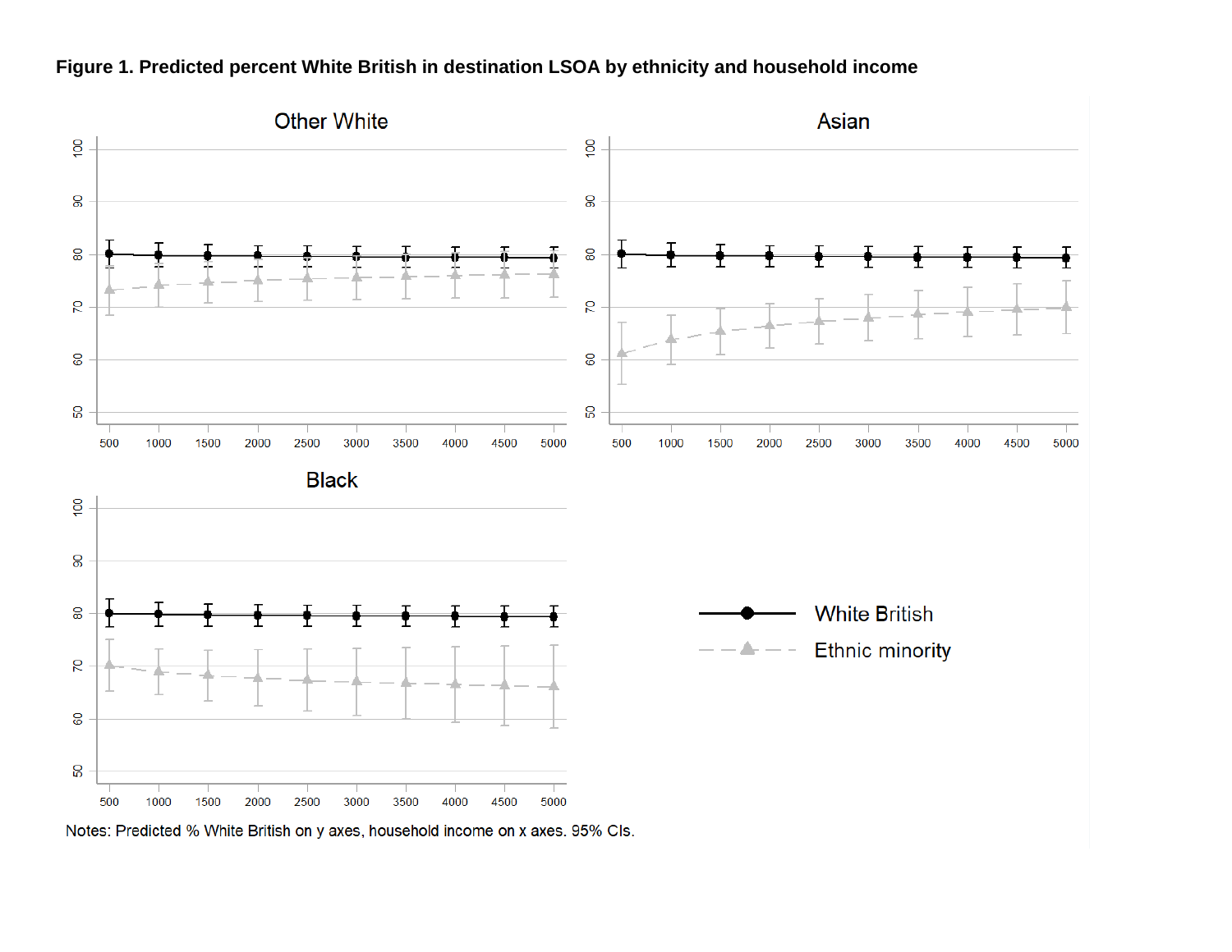**Figure 1. Predicted percent White British in destination LSOA by ethnicity and household income**

Notes: Predicted % White British on y axes, household income on x axes. 95% CIs.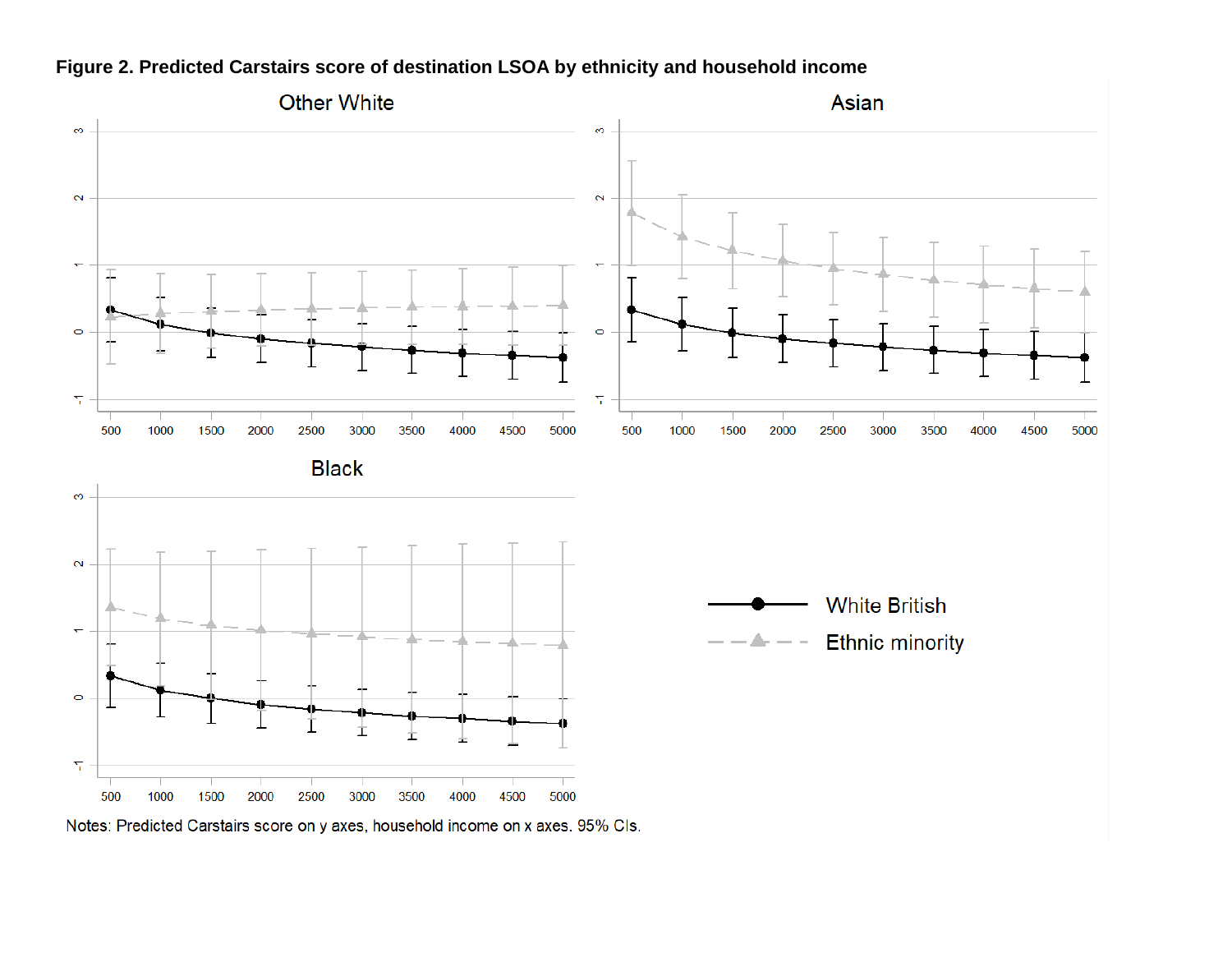**Figure 2. Predicted Carstairs score of destination LSOA by ethnicity and household income**

Other White

Asian

Black

3
2
1
0
-1

500 1000 1500 2000 2500 3000 3500 4000 4500 5000

White British

Ethnic minority

Notes: Predicted Carstairs score on y axes, household income on x axes. 95% CIs.